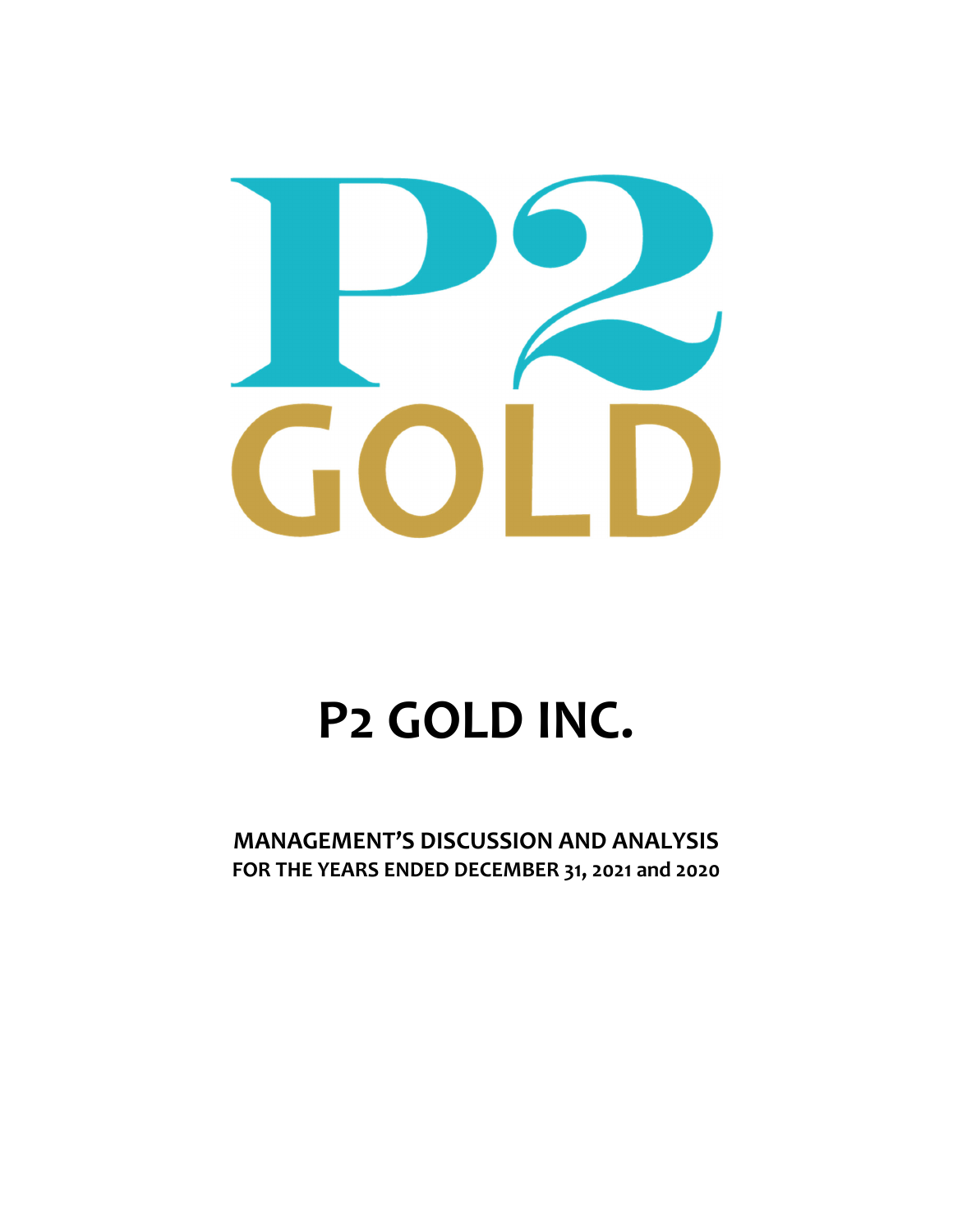# P2 GOLD INC.

**MANAGEMENT'S DISCUSSION AND ANALYSIS**
**FOR THE YEARS ENDED DECEMBER 31, 2021 and 2020**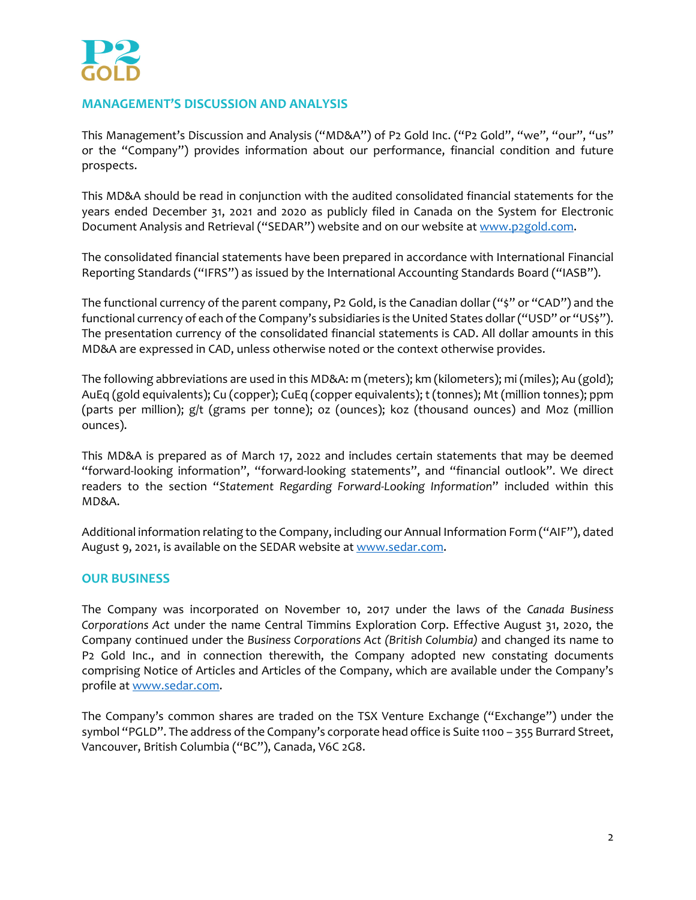## MANAGEMENT'S DISCUSSION AND ANALYSIS

This Management's Discussion and Analysis ("MD&A") of P2 Gold Inc. ("P2 Gold", "we", "our", "us" or the "Company") provides information about our performance, financial condition and future prospects.

This MD&A should be read in conjunction with the audited consolidated financial statements for the years ended December 31, 2021 and 2020 as publicly filed in Canada on the System for Electronic Document Analysis and Retrieval ("SEDAR") website and on our website at www.p2gold.com.

The consolidated financial statements have been prepared in accordance with International Financial Reporting Standards ("IFRS") as issued by the International Accounting Standards Board ("IASB").

The functional currency of the parent company, P2 Gold, is the Canadian dollar ("$" or "CAD") and the functional currency of each of the Company's subsidiaries is the United States dollar ("USD" or "US$"). The presentation currency of the consolidated financial statements is CAD. All dollar amounts in this MD&A are expressed in CAD, unless otherwise noted or the context otherwise provides.

The following abbreviations are used in this MD&A: m (meters); km (kilometers); mi (miles); Au (gold); AuEq (gold equivalents); Cu (copper); CuEq (copper equivalents); t (tonnes); Mt (million tonnes); ppm (parts per million); g/t (grams per tonne); oz (ounces); koz (thousand ounces) and Moz (million ounces).

This MD&A is prepared as of March 17, 2022 and includes certain statements that may be deemed "forward-looking information", "forward-looking statements", and "financial outlook". We direct readers to the section "*Statement Regarding Forward-Looking Information*" included within this MD&A.

Additional information relating to the Company, including our Annual Information Form ("AIF"), dated August 9, 2021, is available on the SEDAR website at www.sedar.com.

## OUR BUSINESS

The Company was incorporated on November 10, 2017 under the laws of the *Canada Business Corporations Act* under the name Central Timmins Exploration Corp. Effective August 31, 2020, the Company continued under the *Business Corporations Act (British Columbia)* and changed its name to P2 Gold Inc., and in connection therewith, the Company adopted new constating documents comprising Notice of Articles and Articles of the Company, which are available under the Company's profile at www.sedar.com.

The Company's common shares are traded on the TSX Venture Exchange ("Exchange") under the symbol "PGLD". The address of the Company's corporate head office is Suite 1100 – 355 Burrard Street, Vancouver, British Columbia ("BC"), Canada, V6C 2G8.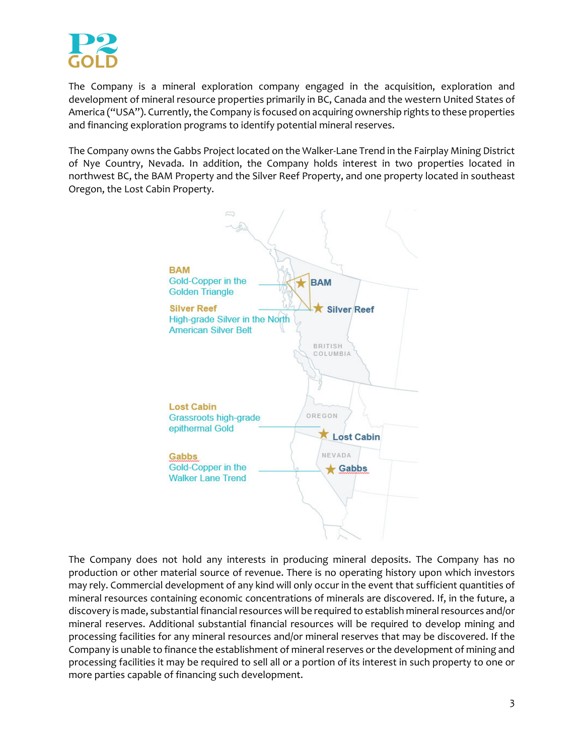The Company is a mineral exploration company engaged in the acquisition, exploration and development of mineral resource properties primarily in BC, Canada and the western United States of America ("USA"). Currently, the Company is focused on acquiring ownership rights to these properties and financing exploration programs to identify potential mineral reserves.

The Company owns the Gabbs Project located on the Walker-Lane Trend in the Fairplay Mining District of Nye Country, Nevada. In addition, the Company holds interest in two properties located in northwest BC, the BAM Property and the Silver Reef Property, and one property located in southeast Oregon, the Lost Cabin Property.

**BAM**
Gold-Copper in the Golden Triangle

**Silver Reef**
High-grade Silver in the North American Silver Belt

**Lost Cabin**
Grassroots high-grade epithermal Gold

**Gabbs**
Gold-Copper in the Walker Lane Trend

The Company does not hold any interests in producing mineral deposits. The Company has no production or other material source of revenue. There is no operating history upon which investors may rely. Commercial development of any kind will only occur in the event that sufficient quantities of mineral resources containing economic concentrations of minerals are discovered. If, in the future, a discovery is made, substantial financial resources will be required to establish mineral resources and/or mineral reserves. Additional substantial financial resources will be required to develop mining and processing facilities for any mineral resources and/or mineral reserves that may be discovered. If the Company is unable to finance the establishment of mineral reserves or the development of mining and processing facilities it may be required to sell all or a portion of its interest in such property to one or more parties capable of financing such development.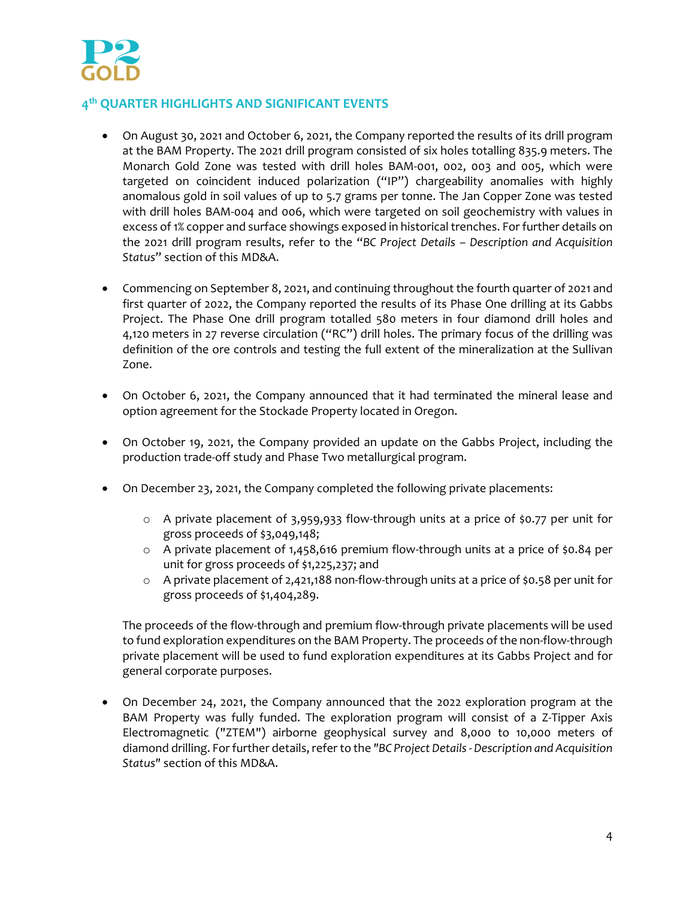## 4th QUARTER HIGHLIGHTS AND SIGNIFICANT EVENTS

- On August 30, 2021 and October 6, 2021, the Company reported the results of its drill program at the BAM Property. The 2021 drill program consisted of six holes totalling 835.9 meters. The Monarch Gold Zone was tested with drill holes BAM-001, 002, 003 and 005, which were targeted on coincident induced polarization ("IP") chargeability anomalies with highly anomalous gold in soil values of up to 5.7 grams per tonne. The Jan Copper Zone was tested with drill holes BAM-004 and 006, which were targeted on soil geochemistry with values in excess of 1% copper and surface showings exposed in historical trenches. For further details on the 2021 drill program results, refer to the "*BC Project Details – Description and Acquisition Status*" section of this MD&A.

- Commencing on September 8, 2021, and continuing throughout the fourth quarter of 2021 and first quarter of 2022, the Company reported the results of its Phase One drilling at its Gabbs Project. The Phase One drill program totalled 580 meters in four diamond drill holes and 4,120 meters in 27 reverse circulation ("RC") drill holes. The primary focus of the drilling was definition of the ore controls and testing the full extent of the mineralization at the Sullivan Zone.

- On October 6, 2021, the Company announced that it had terminated the mineral lease and option agreement for the Stockade Property located in Oregon.

- On October 19, 2021, the Company provided an update on the Gabbs Project, including the production trade-off study and Phase Two metallurgical program.

- On December 23, 2021, the Company completed the following private placements:

  - A private placement of 3,959,933 flow-through units at a price of $0.77 per unit for gross proceeds of $3,049,148;
  - A private placement of 1,458,616 premium flow-through units at a price of $0.84 per unit for gross proceeds of $1,225,237; and
  - A private placement of 2,421,188 non-flow-through units at a price of $0.58 per unit for gross proceeds of $1,404,289.

  The proceeds of the flow-through and premium flow-through private placements will be used to fund exploration expenditures on the BAM Property. The proceeds of the non-flow-through private placement will be used to fund exploration expenditures at its Gabbs Project and for general corporate purposes.

- On December 24, 2021, the Company announced that the 2022 exploration program at the BAM Property was fully funded. The exploration program will consist of a Z-Tipper Axis Electromagnetic ("ZTEM") airborne geophysical survey and 8,000 to 10,000 meters of diamond drilling. For further details, refer to the *"BC Project Details - Description and Acquisition Status"* section of this MD&A.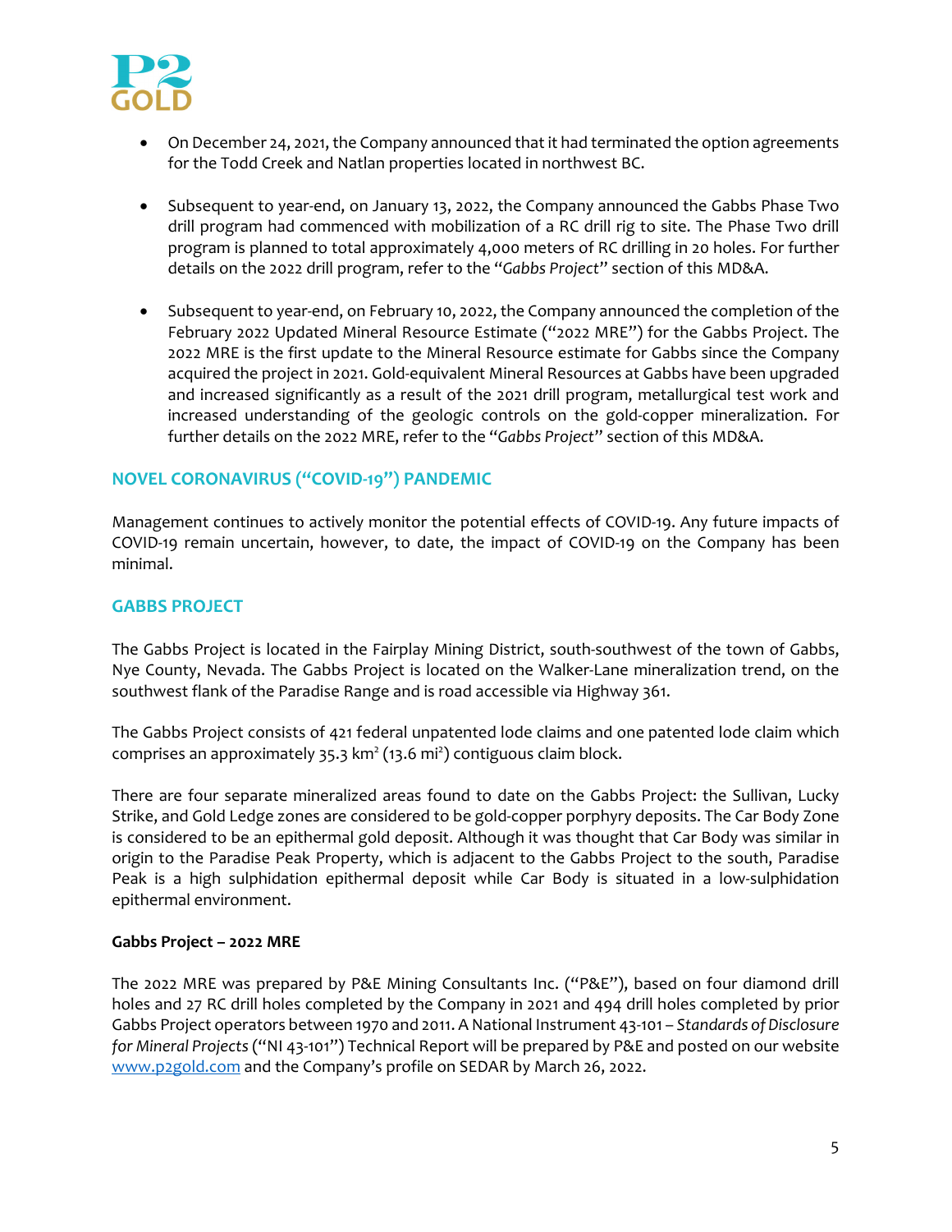- On December 24, 2021, the Company announced that it had terminated the option agreements for the Todd Creek and Natlan properties located in northwest BC.

- Subsequent to year-end, on January 13, 2022, the Company announced the Gabbs Phase Two drill program had commenced with mobilization of a RC drill rig to site. The Phase Two drill program is planned to total approximately 4,000 meters of RC drilling in 20 holes. For further details on the 2022 drill program, refer to the "*Gabbs Project*" section of this MD&A.

- Subsequent to year-end, on February 10, 2022, the Company announced the completion of the February 2022 Updated Mineral Resource Estimate ("2022 MRE") for the Gabbs Project. The 2022 MRE is the first update to the Mineral Resource estimate for Gabbs since the Company acquired the project in 2021. Gold-equivalent Mineral Resources at Gabbs have been upgraded and increased significantly as a result of the 2021 drill program, metallurgical test work and increased understanding of the geologic controls on the gold-copper mineralization. For further details on the 2022 MRE, refer to the "*Gabbs Project*" section of this MD&A.

## NOVEL CORONAVIRUS ("COVID-19") PANDEMIC

Management continues to actively monitor the potential effects of COVID-19. Any future impacts of COVID-19 remain uncertain, however, to date, the impact of COVID-19 on the Company has been minimal.

## GABBS PROJECT

The Gabbs Project is located in the Fairplay Mining District, south-southwest of the town of Gabbs, Nye County, Nevada. The Gabbs Project is located on the Walker-Lane mineralization trend, on the southwest flank of the Paradise Range and is road accessible via Highway 361.

The Gabbs Project consists of 421 federal unpatented lode claims and one patented lode claim which comprises an approximately 35.3 $km^2$ (13.6 $mi^2$) contiguous claim block.

There are four separate mineralized areas found to date on the Gabbs Project: the Sullivan, Lucky Strike, and Gold Ledge zones are considered to be gold-copper porphyry deposits. The Car Body Zone is considered to be an epithermal gold deposit. Although it was thought that Car Body was similar in origin to the Paradise Peak Property, which is adjacent to the Gabbs Project to the south, Paradise Peak is a high sulphidation epithermal deposit while Car Body is situated in a low-sulphidation epithermal environment.

**Gabbs Project – 2022 MRE**

The 2022 MRE was prepared by P&E Mining Consultants Inc. ("P&E"), based on four diamond drill holes and 27 RC drill holes completed by the Company in 2021 and 494 drill holes completed by prior Gabbs Project operators between 1970 and 2011. A National Instrument 43-101 – *Standards of Disclosure for Mineral Projects* ("NI 43-101") Technical Report will be prepared by P&E and posted on our website www.p2gold.com and the Company's profile on SEDAR by March 26, 2022.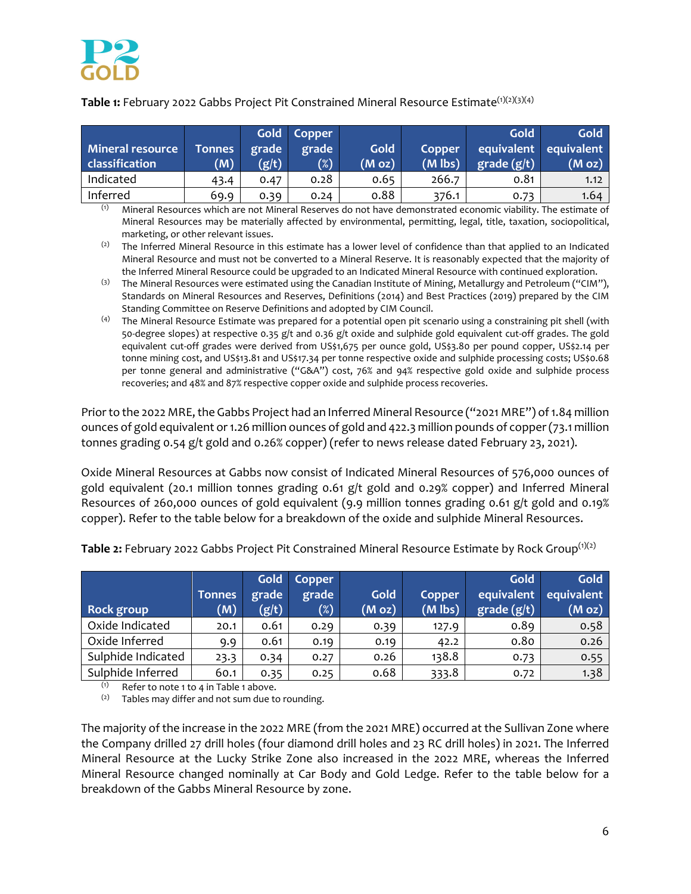**Table 1:** February 2022 Gabbs Project Pit Constrained Mineral Resource Estimate(1)(2)(3)(4)

| Mineral resource classification | Tonnes (M) | Gold grade (g/t) | Copper grade (%) | Gold (M oz) | Copper (M lbs) | Gold equivalent grade (g/t) | Gold equivalent (M oz) |
|---|---|---|---|---|---|---|---|
| Indicated | 43.4 | 0.47 | 0.28 | 0.65 | 266.7 | 0.81 | 1.12 |
| Inferred | 69.9 | 0.39 | 0.24 | 0.88 | 376.1 | 0.73 | 1.64 |

(1) Mineral Resources which are not Mineral Reserves do not have demonstrated economic viability. The estimate of Mineral Resources may be materially affected by environmental, permitting, legal, title, taxation, sociopolitical, marketing, or other relevant issues.

(2) The Inferred Mineral Resource in this estimate has a lower level of confidence than that applied to an Indicated Mineral Resource and must not be converted to a Mineral Reserve. It is reasonably expected that the majority of the Inferred Mineral Resource could be upgraded to an Indicated Mineral Resource with continued exploration.

(3) The Mineral Resources were estimated using the Canadian Institute of Mining, Metallurgy and Petroleum ("CIM"), Standards on Mineral Resources and Reserves, Definitions (2014) and Best Practices (2019) prepared by the CIM Standing Committee on Reserve Definitions and adopted by CIM Council.

(4) The Mineral Resource Estimate was prepared for a potential open pit scenario using a constraining pit shell (with 50-degree slopes) at respective 0.35 g/t and 0.36 g/t oxide and sulphide gold equivalent cut-off grades. The gold equivalent cut-off grades were derived from US$1,675 per ounce gold, US$3.80 per pound copper, US$2.14 per tonne mining cost, and US$13.81 and US$17.34 per tonne respective oxide and sulphide processing costs; US$0.68 per tonne general and administrative ("G&A") cost, 76% and 94% respective gold oxide and sulphide process recoveries; and 48% and 87% respective copper oxide and sulphide process recoveries.

Prior to the 2022 MRE, the Gabbs Project had an Inferred Mineral Resource ("2021 MRE") of 1.84 million ounces of gold equivalent or 1.26 million ounces of gold and 422.3 million pounds of copper (73.1 million tonnes grading 0.54 g/t gold and 0.26% copper) (refer to news release dated February 23, 2021).

Oxide Mineral Resources at Gabbs now consist of Indicated Mineral Resources of 576,000 ounces of gold equivalent (20.1 million tonnes grading 0.61 g/t gold and 0.29% copper) and Inferred Mineral Resources of 260,000 ounces of gold equivalent (9.9 million tonnes grading 0.61 g/t gold and 0.19% copper). Refer to the table below for a breakdown of the oxide and sulphide Mineral Resources.

**Table 2:** February 2022 Gabbs Project Pit Constrained Mineral Resource Estimate by Rock Group(1)(2)

| Rock group | Tonnes (M) | Gold grade (g/t) | Copper grade (%) | Gold (M oz) | Copper (M lbs) | Gold equivalent grade (g/t) | Gold equivalent (M oz) |
|---|---|---|---|---|---|---|---|
| Oxide Indicated | 20.1 | 0.61 | 0.29 | 0.39 | 127.9 | 0.89 | 0.58 |
| Oxide Inferred | 9.9 | 0.61 | 0.19 | 0.19 | 42.2 | 0.80 | 0.26 |
| Sulphide Indicated | 23.3 | 0.34 | 0.27 | 0.26 | 138.8 | 0.73 | 0.55 |
| Sulphide Inferred | 60.1 | 0.35 | 0.25 | 0.68 | 333.8 | 0.72 | 1.38 |

(1) Refer to note 1 to 4 in Table 1 above.

(2) Tables may differ and not sum due to rounding.

The majority of the increase in the 2022 MRE (from the 2021 MRE) occurred at the Sullivan Zone where the Company drilled 27 drill holes (four diamond drill holes and 23 RC drill holes) in 2021. The Inferred Mineral Resource at the Lucky Strike Zone also increased in the 2022 MRE, whereas the Inferred Mineral Resource changed nominally at Car Body and Gold Ledge. Refer to the table below for a breakdown of the Gabbs Mineral Resource by zone.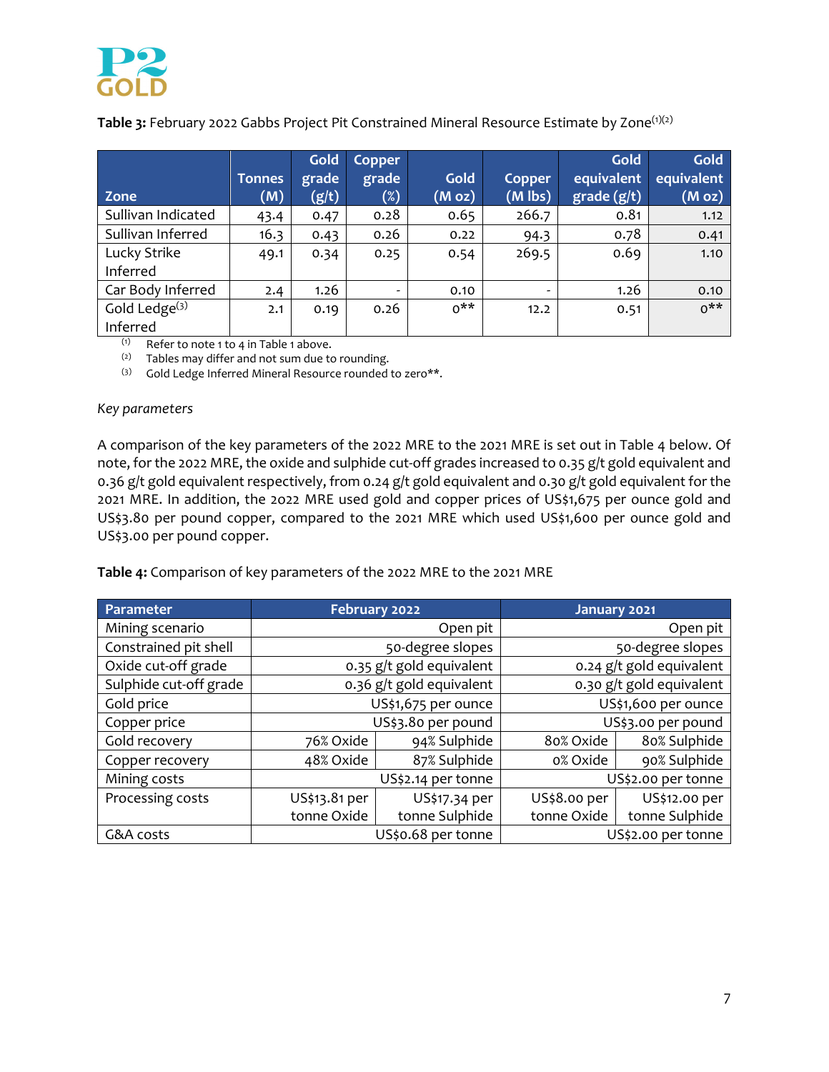**Table 3:** February 2022 Gabbs Project Pit Constrained Mineral Resource Estimate by Zone[(1)(2)]

| Zone | Tonnes (M) | Gold grade (g/t) | Copper grade (%) | Gold (M oz) | Copper (M lbs) | Gold equivalent grade (g/t) | Gold equivalent (M oz) |
|---|---|---|---|---|---|---|---|
| Sullivan Indicated | 43.4 | 0.47 | 0.28 | 0.65 | 266.7 | 0.81 | 1.12 |
| Sullivan Inferred | 16.3 | 0.43 | 0.26 | 0.22 | 94.3 | 0.78 | 0.41 |
| Lucky Strike Inferred | 49.1 | 0.34 | 0.25 | 0.54 | 269.5 | 0.69 | 1.10 |
| Car Body Inferred | 2.4 | 1.26 | - | 0.10 | - | 1.26 | 0.10 |
| Gold Ledge[(3)] Inferred | 2.1 | 0.19 | 0.26 | 0** | 12.2 | 0.51 | 0** |

(1) Refer to note 1 to 4 in Table 1 above.
(2) Tables may differ and not sum due to rounding.
(3) Gold Ledge Inferred Mineral Resource rounded to zero**.

*Key parameters*

A comparison of the key parameters of the 2022 MRE to the 2021 MRE is set out in Table 4 below. Of note, for the 2022 MRE, the oxide and sulphide cut-off grades increased to 0.35 g/t gold equivalent and 0.36 g/t gold equivalent respectively, from 0.24 g/t gold equivalent and 0.30 g/t gold equivalent for the 2021 MRE. In addition, the 2022 MRE used gold and copper prices of US$1,675 per ounce gold and US$3.80 per pound copper, compared to the 2021 MRE which used US$1,600 per ounce gold and US$3.00 per pound copper.

**Table 4:** Comparison of key parameters of the 2022 MRE to the 2021 MRE

| Parameter | February 2022 | | January 2021 | |
|---|---|---|---|---|
| Mining scenario | Open pit | | Open pit | |
| Constrained pit shell | 50-degree slopes | | 50-degree slopes | |
| Oxide cut-off grade | 0.35 g/t gold equivalent | | 0.24 g/t gold equivalent | |
| Sulphide cut-off grade | 0.36 g/t gold equivalent | | 0.30 g/t gold equivalent | |
| Gold price | US$1,675 per ounce | | US$1,600 per ounce | |
| Copper price | US$3.80 per pound | | US$3.00 per pound | |
| Gold recovery | 76% Oxide | 94% Sulphide | 80% Oxide | 80% Sulphide |
| Copper recovery | 48% Oxide | 87% Sulphide | 0% Oxide | 90% Sulphide |
| Mining costs | US$2.14 per tonne | | US$2.00 per tonne | |
| Processing costs | US$13.81 per tonne Oxide | US$17.34 per tonne Sulphide | US$8.00 per tonne Oxide | US$12.00 per tonne Sulphide |
| G&A costs | US$0.68 per tonne | | US$2.00 per tonne | |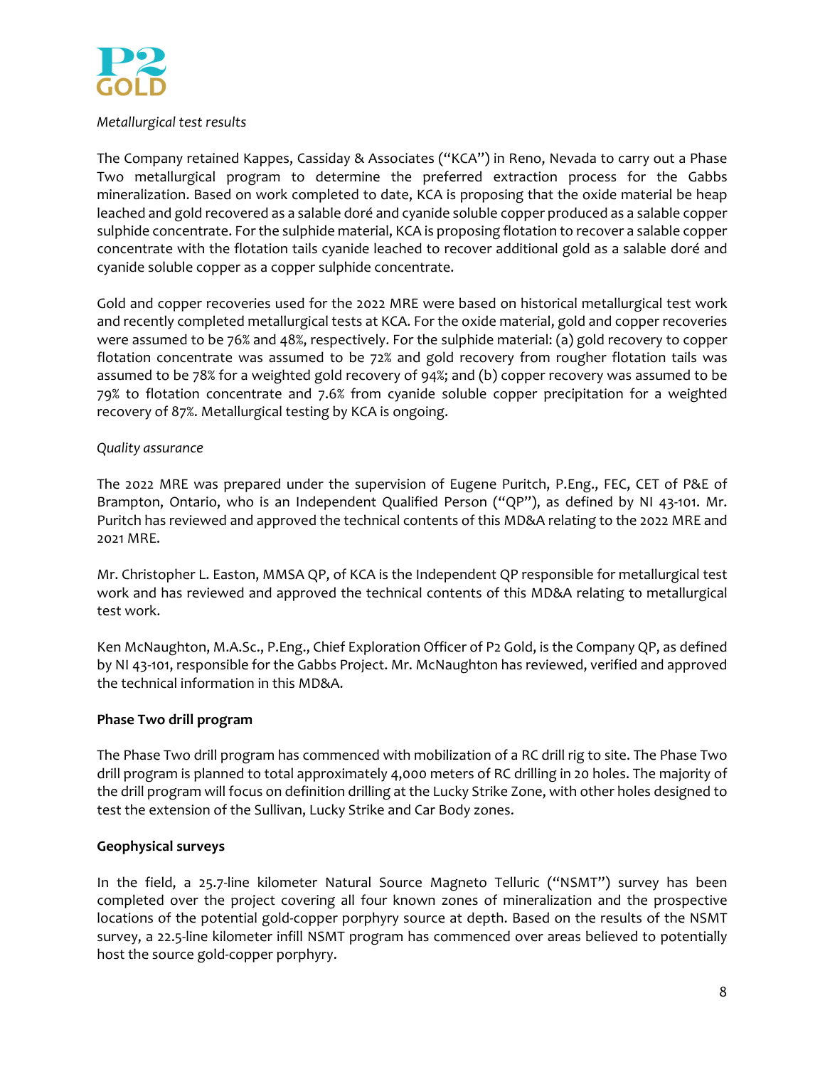*Metallurgical test results*

The Company retained Kappes, Cassiday & Associates ("KCA") in Reno, Nevada to carry out a Phase Two metallurgical program to determine the preferred extraction process for the Gabbs mineralization. Based on work completed to date, KCA is proposing that the oxide material be heap leached and gold recovered as a salable doré and cyanide soluble copper produced as a salable copper sulphide concentrate. For the sulphide material, KCA is proposing flotation to recover a salable copper concentrate with the flotation tails cyanide leached to recover additional gold as a salable doré and cyanide soluble copper as a copper sulphide concentrate.

Gold and copper recoveries used for the 2022 MRE were based on historical metallurgical test work and recently completed metallurgical tests at KCA. For the oxide material, gold and copper recoveries were assumed to be 76% and 48%, respectively. For the sulphide material: (a) gold recovery to copper flotation concentrate was assumed to be 72% and gold recovery from rougher flotation tails was assumed to be 78% for a weighted gold recovery of 94%; and (b) copper recovery was assumed to be 79% to flotation concentrate and 7.6% from cyanide soluble copper precipitation for a weighted recovery of 87%. Metallurgical testing by KCA is ongoing.

*Quality assurance*

The 2022 MRE was prepared under the supervision of Eugene Puritch, P.Eng., FEC, CET of P&E of Brampton, Ontario, who is an Independent Qualified Person ("QP"), as defined by NI 43-101. Mr. Puritch has reviewed and approved the technical contents of this MD&A relating to the 2022 MRE and 2021 MRE.

Mr. Christopher L. Easton, MMSA QP, of KCA is the Independent QP responsible for metallurgical test work and has reviewed and approved the technical contents of this MD&A relating to metallurgical test work.

Ken McNaughton, M.A.Sc., P.Eng., Chief Exploration Officer of P2 Gold, is the Company QP, as defined by NI 43-101, responsible for the Gabbs Project. Mr. McNaughton has reviewed, verified and approved the technical information in this MD&A.

**Phase Two drill program**

The Phase Two drill program has commenced with mobilization of a RC drill rig to site. The Phase Two drill program is planned to total approximately 4,000 meters of RC drilling in 20 holes. The majority of the drill program will focus on definition drilling at the Lucky Strike Zone, with other holes designed to test the extension of the Sullivan, Lucky Strike and Car Body zones.

**Geophysical surveys**

In the field, a 25.7-line kilometer Natural Source Magneto Telluric ("NSMT") survey has been completed over the project covering all four known zones of mineralization and the prospective locations of the potential gold-copper porphyry source at depth. Based on the results of the NSMT survey, a 22.5-line kilometer infill NSMT program has commenced over areas believed to potentially host the source gold-copper porphyry.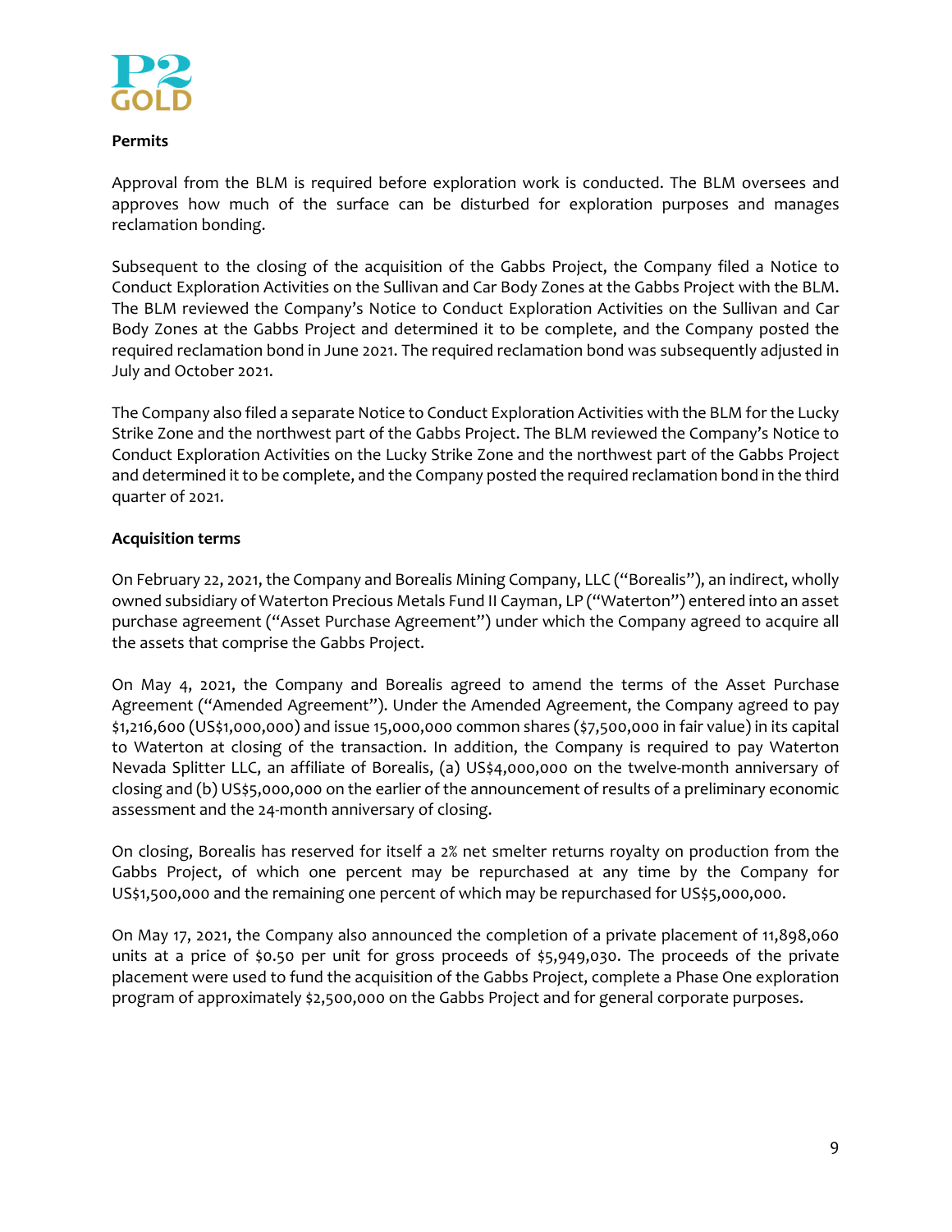**Permits**

Approval from the BLM is required before exploration work is conducted. The BLM oversees and approves how much of the surface can be disturbed for exploration purposes and manages reclamation bonding.

Subsequent to the closing of the acquisition of the Gabbs Project, the Company filed a Notice to Conduct Exploration Activities on the Sullivan and Car Body Zones at the Gabbs Project with the BLM. The BLM reviewed the Company's Notice to Conduct Exploration Activities on the Sullivan and Car Body Zones at the Gabbs Project and determined it to be complete, and the Company posted the required reclamation bond in June 2021. The required reclamation bond was subsequently adjusted in July and October 2021.

The Company also filed a separate Notice to Conduct Exploration Activities with the BLM for the Lucky Strike Zone and the northwest part of the Gabbs Project. The BLM reviewed the Company's Notice to Conduct Exploration Activities on the Lucky Strike Zone and the northwest part of the Gabbs Project and determined it to be complete, and the Company posted the required reclamation bond in the third quarter of 2021.

**Acquisition terms**

On February 22, 2021, the Company and Borealis Mining Company, LLC ("Borealis"), an indirect, wholly owned subsidiary of Waterton Precious Metals Fund II Cayman, LP ("Waterton") entered into an asset purchase agreement ("Asset Purchase Agreement") under which the Company agreed to acquire all the assets that comprise the Gabbs Project.

On May 4, 2021, the Company and Borealis agreed to amend the terms of the Asset Purchase Agreement ("Amended Agreement"). Under the Amended Agreement, the Company agreed to pay $1,216,600 (US$1,000,000) and issue 15,000,000 common shares ($7,500,000 in fair value) in its capital to Waterton at closing of the transaction. In addition, the Company is required to pay Waterton Nevada Splitter LLC, an affiliate of Borealis, (a) US$4,000,000 on the twelve-month anniversary of closing and (b) US$5,000,000 on the earlier of the announcement of results of a preliminary economic assessment and the 24-month anniversary of closing.

On closing, Borealis has reserved for itself a 2% net smelter returns royalty on production from the Gabbs Project, of which one percent may be repurchased at any time by the Company for US$1,500,000 and the remaining one percent of which may be repurchased for US$5,000,000.

On May 17, 2021, the Company also announced the completion of a private placement of 11,898,060 units at a price of $0.50 per unit for gross proceeds of $5,949,030. The proceeds of the private placement were used to fund the acquisition of the Gabbs Project, complete a Phase One exploration program of approximately $2,500,000 on the Gabbs Project and for general corporate purposes.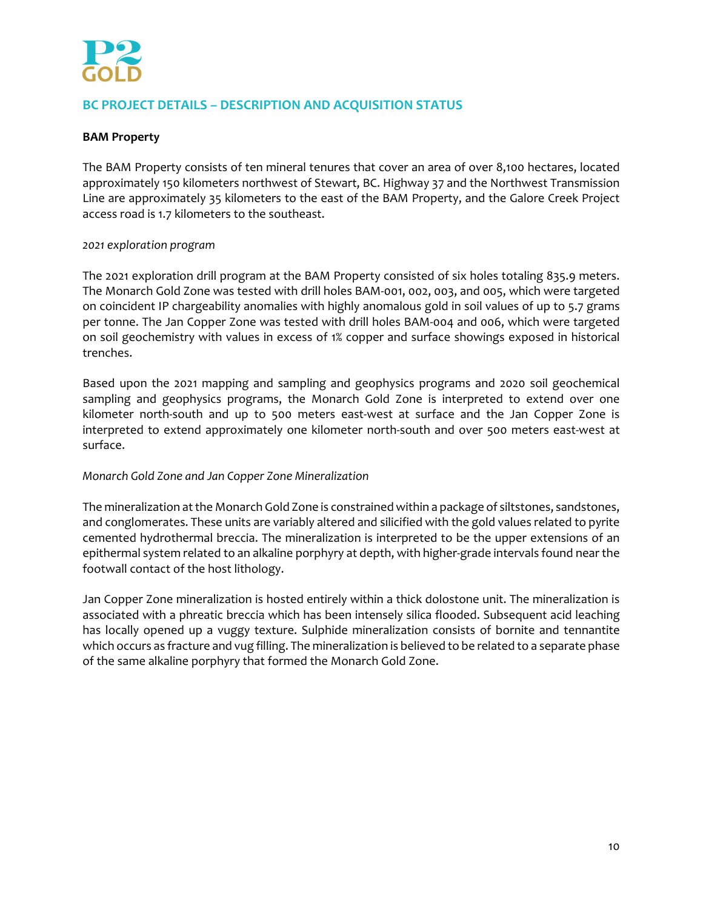## BC PROJECT DETAILS – DESCRIPTION AND ACQUISITION STATUS

**BAM Property**

The BAM Property consists of ten mineral tenures that cover an area of over 8,100 hectares, located approximately 150 kilometers northwest of Stewart, BC. Highway 37 and the Northwest Transmission Line are approximately 35 kilometers to the east of the BAM Property, and the Galore Creek Project access road is 1.7 kilometers to the southeast.

*2021 exploration program*

The 2021 exploration drill program at the BAM Property consisted of six holes totaling 835.9 meters. The Monarch Gold Zone was tested with drill holes BAM-001, 002, 003, and 005, which were targeted on coincident IP chargeability anomalies with highly anomalous gold in soil values of up to 5.7 grams per tonne. The Jan Copper Zone was tested with drill holes BAM-004 and 006, which were targeted on soil geochemistry with values in excess of 1% copper and surface showings exposed in historical trenches.

Based upon the 2021 mapping and sampling and geophysics programs and 2020 soil geochemical sampling and geophysics programs, the Monarch Gold Zone is interpreted to extend over one kilometer north-south and up to 500 meters east-west at surface and the Jan Copper Zone is interpreted to extend approximately one kilometer north-south and over 500 meters east-west at surface.

*Monarch Gold Zone and Jan Copper Zone Mineralization*

The mineralization at the Monarch Gold Zone is constrained within a package of siltstones, sandstones, and conglomerates. These units are variably altered and silicified with the gold values related to pyrite cemented hydrothermal breccia. The mineralization is interpreted to be the upper extensions of an epithermal system related to an alkaline porphyry at depth, with higher-grade intervals found near the footwall contact of the host lithology.

Jan Copper Zone mineralization is hosted entirely within a thick dolostone unit. The mineralization is associated with a phreatic breccia which has been intensely silica flooded. Subsequent acid leaching has locally opened up a vuggy texture. Sulphide mineralization consists of bornite and tennantite which occurs as fracture and vug filling. The mineralization is believed to be related to a separate phase of the same alkaline porphyry that formed the Monarch Gold Zone.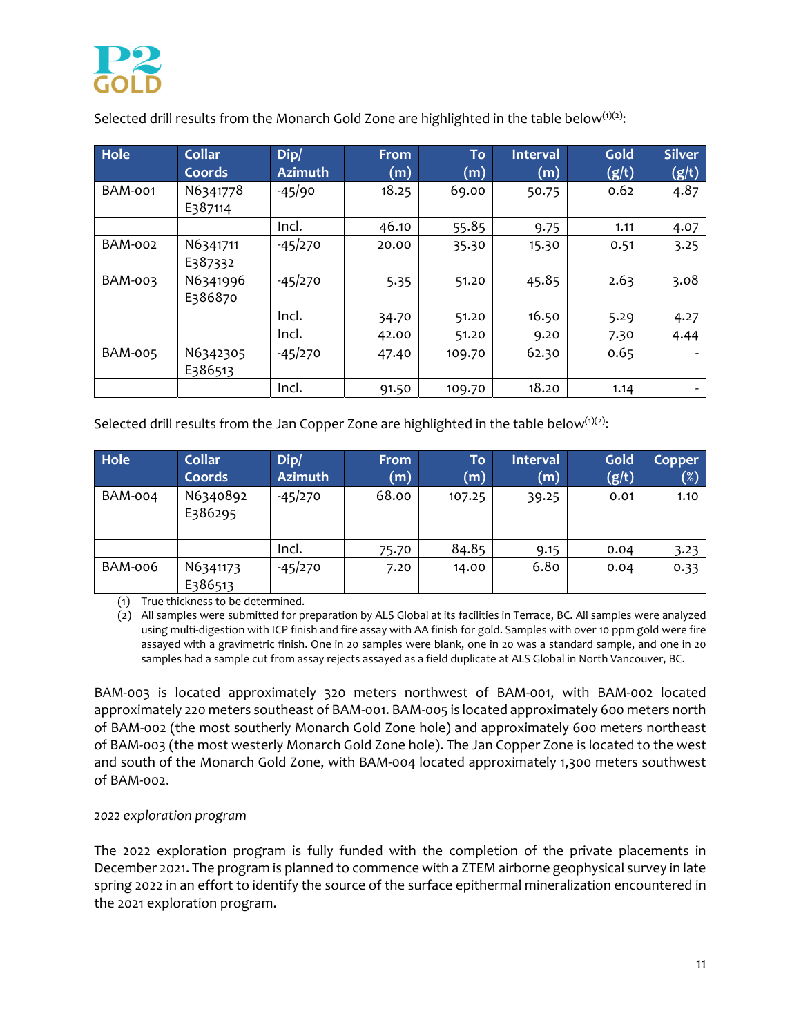Selected drill results from the Monarch Gold Zone are highlighted in the table below[(1)(2)]:

| Hole | Collar Coords | Dip/ Azimuth | From (m) | To (m) | Interval (m) | Gold (g/t) | Silver (g/t) |
|---|---|---|---|---|---|---|---|
| BAM-001 | N6341778 E387114 | -45/90 | 18.25 | 69.00 | 50.75 | 0.62 | 4.87 |
| | | Incl. | 46.10 | 55.85 | 9.75 | 1.11 | 4.07 |
| BAM-002 | N6341711 E387332 | -45/270 | 20.00 | 35.30 | 15.30 | 0.51 | 3.25 |
| BAM-003 | N6341996 E386870 | -45/270 | 5.35 | 51.20 | 45.85 | 2.63 | 3.08 |
| | | Incl. | 34.70 | 51.20 | 16.50 | 5.29 | 4.27 |
| | | Incl. | 42.00 | 51.20 | 9.20 | 7.30 | 4.44 |
| BAM-005 | N6342305 E386513 | -45/270 | 47.40 | 109.70 | 62.30 | 0.65 | - |
| | | Incl. | 91.50 | 109.70 | 18.20 | 1.14 | - |

Selected drill results from the Jan Copper Zone are highlighted in the table below[(1)(2)]:

| Hole | Collar Coords | Dip/ Azimuth | From (m) | To (m) | Interval (m) | Gold (g/t) | Copper (%) |
|---|---|---|---|---|---|---|---|
| BAM-004 | N6340892 E386295 | -45/270 | 68.00 | 107.25 | 39.25 | 0.01 | 1.10 |
| | | Incl. | 75.70 | 84.85 | 9.15 | 0.04 | 3.23 |
| BAM-006 | N6341173 E386513 | -45/270 | 7.20 | 14.00 | 6.80 | 0.04 | 0.33 |

(1) True thickness to be determined.
(2) All samples were submitted for preparation by ALS Global at its facilities in Terrace, BC. All samples were analyzed using multi-digestion with ICP finish and fire assay with AA finish for gold. Samples with over 10 ppm gold were fire assayed with a gravimetric finish. One in 20 samples were blank, one in 20 was a standard sample, and one in 20 samples had a sample cut from assay rejects assayed as a field duplicate at ALS Global in North Vancouver, BC.

BAM-003 is located approximately 320 meters northwest of BAM-001, with BAM-002 located approximately 220 meters southeast of BAM-001. BAM-005 is located approximately 600 meters north of BAM-002 (the most southerly Monarch Gold Zone hole) and approximately 600 meters northeast of BAM-003 (the most westerly Monarch Gold Zone hole). The Jan Copper Zone is located to the west and south of the Monarch Gold Zone, with BAM-004 located approximately 1,300 meters southwest of BAM-002.

*2022 exploration program*

The 2022 exploration program is fully funded with the completion of the private placements in December 2021. The program is planned to commence with a ZTEM airborne geophysical survey in late spring 2022 in an effort to identify the source of the surface epithermal mineralization encountered in the 2021 exploration program.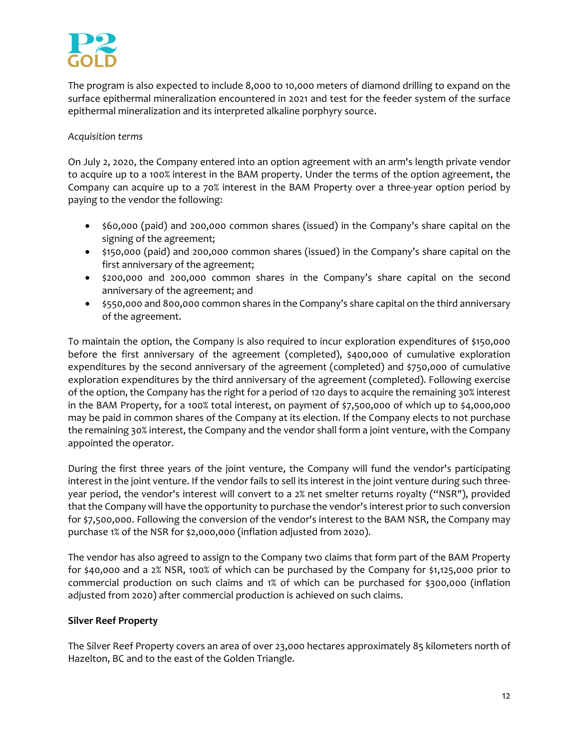The program is also expected to include 8,000 to 10,000 meters of diamond drilling to expand on the surface epithermal mineralization encountered in 2021 and test for the feeder system of the surface epithermal mineralization and its interpreted alkaline porphyry source.

*Acquisition terms*

On July 2, 2020, the Company entered into an option agreement with an arm's length private vendor to acquire up to a 100% interest in the BAM property. Under the terms of the option agreement, the Company can acquire up to a 70% interest in the BAM Property over a three-year option period by paying to the vendor the following:

- $60,000 (paid) and 200,000 common shares (issued) in the Company's share capital on the signing of the agreement;
- $150,000 (paid) and 200,000 common shares (issued) in the Company's share capital on the first anniversary of the agreement;
- $200,000 and 200,000 common shares in the Company's share capital on the second anniversary of the agreement; and
- $550,000 and 800,000 common shares in the Company's share capital on the third anniversary of the agreement.

To maintain the option, the Company is also required to incur exploration expenditures of $150,000 before the first anniversary of the agreement (completed), $400,000 of cumulative exploration expenditures by the second anniversary of the agreement (completed) and $750,000 of cumulative exploration expenditures by the third anniversary of the agreement (completed). Following exercise of the option, the Company has the right for a period of 120 days to acquire the remaining 30% interest in the BAM Property, for a 100% total interest, on payment of $7,500,000 of which up to $4,000,000 may be paid in common shares of the Company at its election. If the Company elects to not purchase the remaining 30% interest, the Company and the vendor shall form a joint venture, with the Company appointed the operator.

During the first three years of the joint venture, the Company will fund the vendor's participating interest in the joint venture. If the vendor fails to sell its interest in the joint venture during such three-year period, the vendor's interest will convert to a 2% net smelter returns royalty ("NSR"), provided that the Company will have the opportunity to purchase the vendor's interest prior to such conversion for $7,500,000. Following the conversion of the vendor's interest to the BAM NSR, the Company may purchase 1% of the NSR for $2,000,000 (inflation adjusted from 2020).

The vendor has also agreed to assign to the Company two claims that form part of the BAM Property for $40,000 and a 2% NSR, 100% of which can be purchased by the Company for $1,125,000 prior to commercial production on such claims and 1% of which can be purchased for $300,000 (inflation adjusted from 2020) after commercial production is achieved on such claims.

**Silver Reef Property**

The Silver Reef Property covers an area of over 23,000 hectares approximately 85 kilometers north of Hazelton, BC and to the east of the Golden Triangle.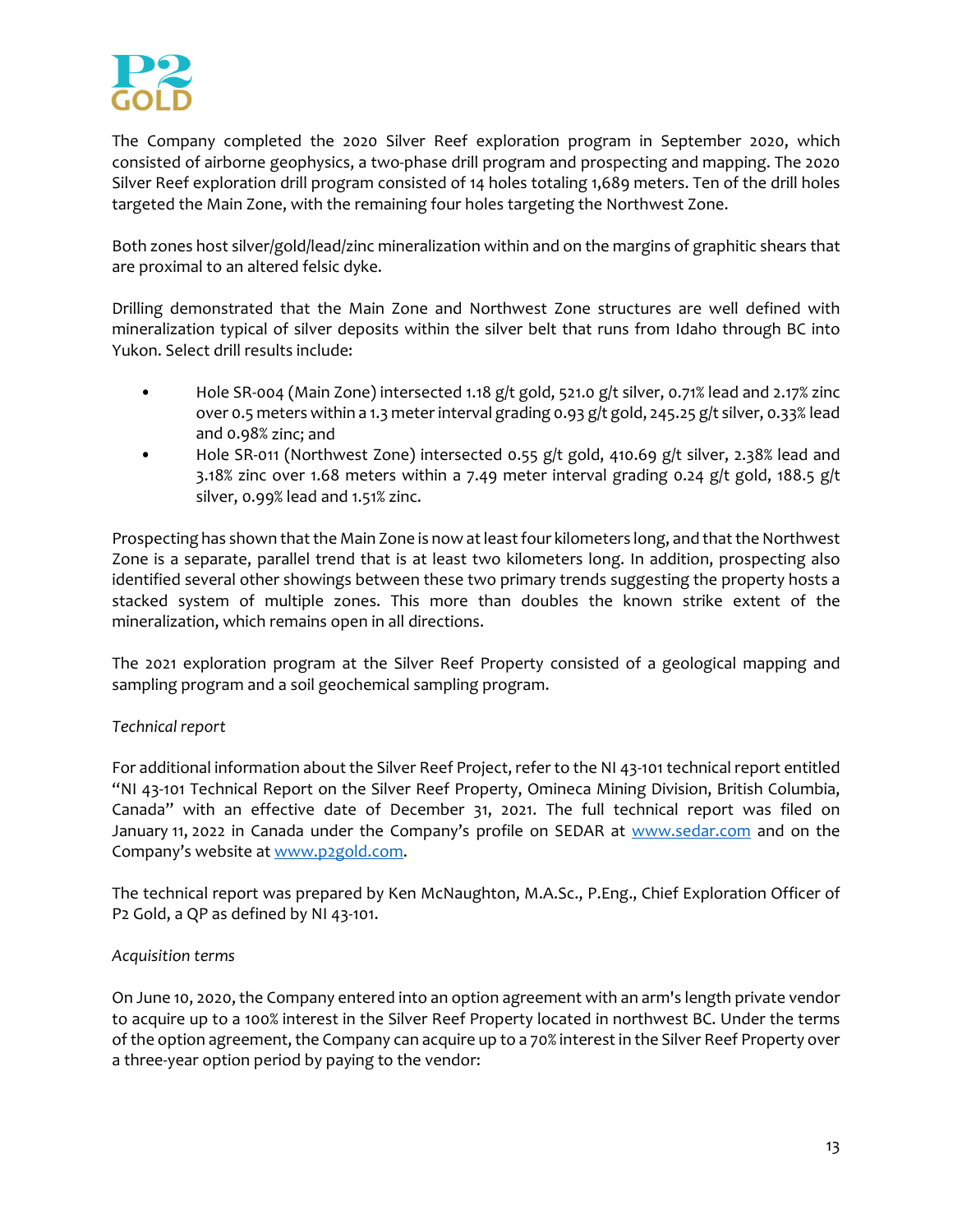The Company completed the 2020 Silver Reef exploration program in September 2020, which consisted of airborne geophysics, a two-phase drill program and prospecting and mapping. The 2020 Silver Reef exploration drill program consisted of 14 holes totaling 1,689 meters. Ten of the drill holes targeted the Main Zone, with the remaining four holes targeting the Northwest Zone.

Both zones host silver/gold/lead/zinc mineralization within and on the margins of graphitic shears that are proximal to an altered felsic dyke.

Drilling demonstrated that the Main Zone and Northwest Zone structures are well defined with mineralization typical of silver deposits within the silver belt that runs from Idaho through BC into Yukon. Select drill results include:

- Hole SR-004 (Main Zone) intersected 1.18 g/t gold, 521.0 g/t silver, 0.71% lead and 2.17% zinc over 0.5 meters within a 1.3 meter interval grading 0.93 g/t gold, 245.25 g/t silver, 0.33% lead and 0.98% zinc; and
- Hole SR-011 (Northwest Zone) intersected 0.55 g/t gold, 410.69 g/t silver, 2.38% lead and 3.18% zinc over 1.68 meters within a 7.49 meter interval grading 0.24 g/t gold, 188.5 g/t silver, 0.99% lead and 1.51% zinc.

Prospecting has shown that the Main Zone is now at least four kilometers long, and that the Northwest Zone is a separate, parallel trend that is at least two kilometers long. In addition, prospecting also identified several other showings between these two primary trends suggesting the property hosts a stacked system of multiple zones. This more than doubles the known strike extent of the mineralization, which remains open in all directions.

The 2021 exploration program at the Silver Reef Property consisted of a geological mapping and sampling program and a soil geochemical sampling program.

*Technical report*

For additional information about the Silver Reef Project, refer to the NI 43-101 technical report entitled "NI 43-101 Technical Report on the Silver Reef Property, Omineca Mining Division, British Columbia, Canada" with an effective date of December 31, 2021. The full technical report was filed on January 11, 2022 in Canada under the Company's profile on SEDAR at www.sedar.com and on the Company's website at www.p2gold.com.

The technical report was prepared by Ken McNaughton, M.A.Sc., P.Eng., Chief Exploration Officer of P2 Gold, a QP as defined by NI 43-101.

*Acquisition terms*

On June 10, 2020, the Company entered into an option agreement with an arm's length private vendor to acquire up to a 100% interest in the Silver Reef Property located in northwest BC. Under the terms of the option agreement, the Company can acquire up to a 70% interest in the Silver Reef Property over a three-year option period by paying to the vendor: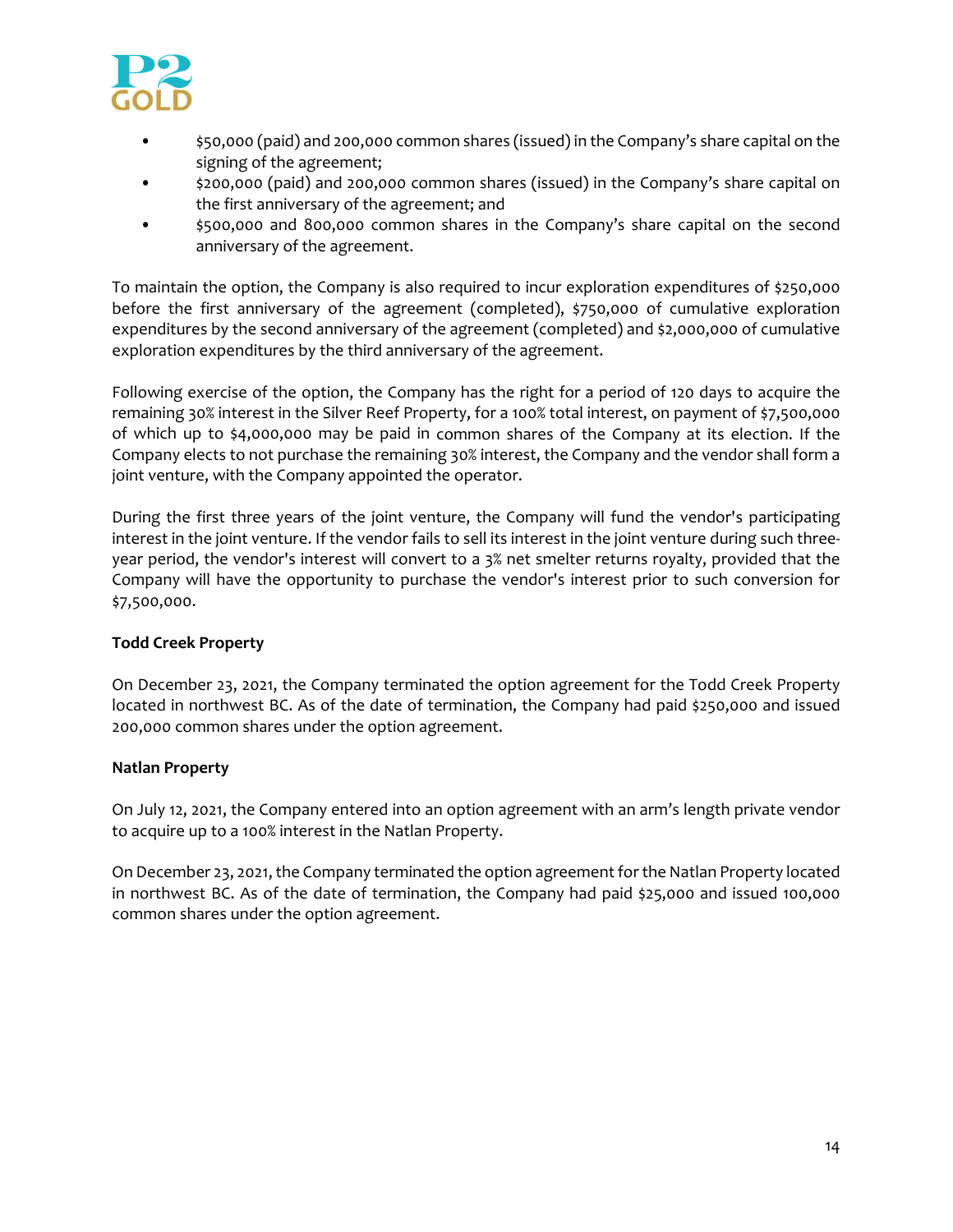- $50,000 (paid) and 200,000 common shares (issued) in the Company's share capital on the signing of the agreement;
- $200,000 (paid) and 200,000 common shares (issued) in the Company's share capital on the first anniversary of the agreement; and
- $500,000 and 800,000 common shares in the Company's share capital on the second anniversary of the agreement.

To maintain the option, the Company is also required to incur exploration expenditures of $250,000 before the first anniversary of the agreement (completed), $750,000 of cumulative exploration expenditures by the second anniversary of the agreement (completed) and $2,000,000 of cumulative exploration expenditures by the third anniversary of the agreement.

Following exercise of the option, the Company has the right for a period of 120 days to acquire the remaining 30% interest in the Silver Reef Property, for a 100% total interest, on payment of $7,500,000 of which up to $4,000,000 may be paid in common shares of the Company at its election. If the Company elects to not purchase the remaining 30% interest, the Company and the vendor shall form a joint venture, with the Company appointed the operator.

During the first three years of the joint venture, the Company will fund the vendor's participating interest in the joint venture. If the vendor fails to sell its interest in the joint venture during such three-year period, the vendor's interest will convert to a 3% net smelter returns royalty, provided that the Company will have the opportunity to purchase the vendor's interest prior to such conversion for $7,500,000.

**Todd Creek Property**

On December 23, 2021, the Company terminated the option agreement for the Todd Creek Property located in northwest BC. As of the date of termination, the Company had paid $250,000 and issued 200,000 common shares under the option agreement.

**Natlan Property**

On July 12, 2021, the Company entered into an option agreement with an arm's length private vendor to acquire up to a 100% interest in the Natlan Property.

On December 23, 2021, the Company terminated the option agreement for the Natlan Property located in northwest BC. As of the date of termination, the Company had paid $25,000 and issued 100,000 common shares under the option agreement.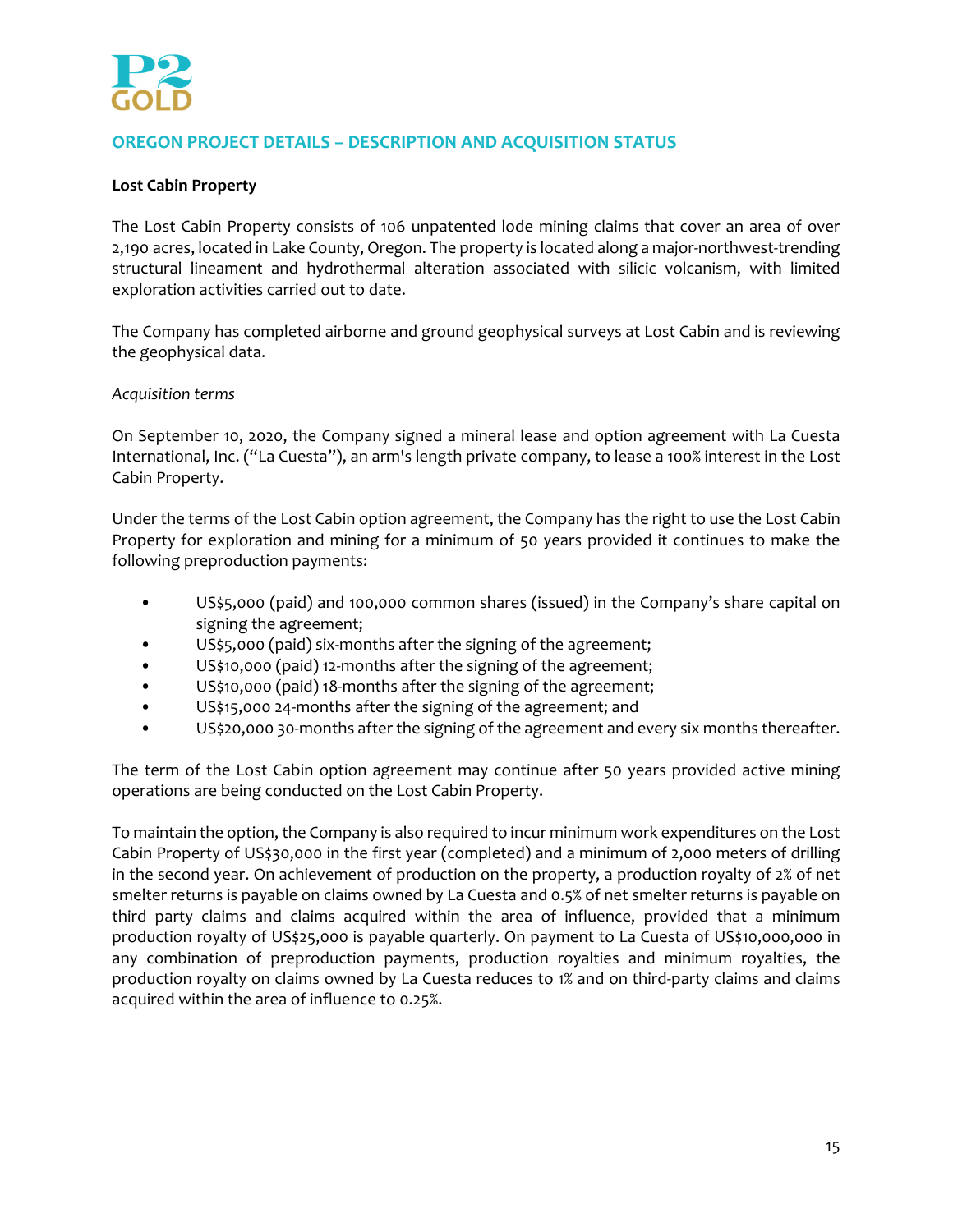## OREGON PROJECT DETAILS – DESCRIPTION AND ACQUISITION STATUS

**Lost Cabin Property**

The Lost Cabin Property consists of 106 unpatented lode mining claims that cover an area of over 2,190 acres, located in Lake County, Oregon. The property is located along a major-northwest-trending structural lineament and hydrothermal alteration associated with silicic volcanism, with limited exploration activities carried out to date.

The Company has completed airborne and ground geophysical surveys at Lost Cabin and is reviewing the geophysical data.

*Acquisition terms*

On September 10, 2020, the Company signed a mineral lease and option agreement with La Cuesta International, Inc. ("La Cuesta"), an arm's length private company, to lease a 100% interest in the Lost Cabin Property.

Under the terms of the Lost Cabin option agreement, the Company has the right to use the Lost Cabin Property for exploration and mining for a minimum of 50 years provided it continues to make the following preproduction payments:

- US$5,000 (paid) and 100,000 common shares (issued) in the Company's share capital on signing the agreement;
- US$5,000 (paid) six-months after the signing of the agreement;
- US$10,000 (paid) 12-months after the signing of the agreement;
- US$10,000 (paid) 18-months after the signing of the agreement;
- US$15,000 24-months after the signing of the agreement; and
- US$20,000 30-months after the signing of the agreement and every six months thereafter.

The term of the Lost Cabin option agreement may continue after 50 years provided active mining operations are being conducted on the Lost Cabin Property.

To maintain the option, the Company is also required to incur minimum work expenditures on the Lost Cabin Property of US$30,000 in the first year (completed) and a minimum of 2,000 meters of drilling in the second year. On achievement of production on the property, a production royalty of 2% of net smelter returns is payable on claims owned by La Cuesta and 0.5% of net smelter returns is payable on third party claims and claims acquired within the area of influence, provided that a minimum production royalty of US$25,000 is payable quarterly. On payment to La Cuesta of US$10,000,000 in any combination of preproduction payments, production royalties and minimum royalties, the production royalty on claims owned by La Cuesta reduces to 1% and on third-party claims and claims acquired within the area of influence to 0.25%.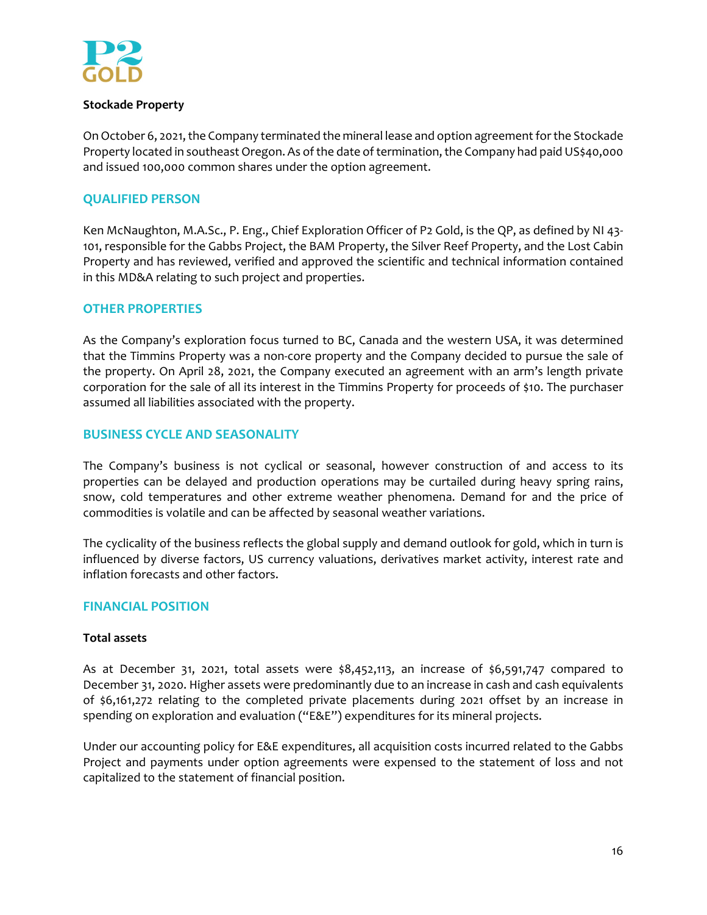**Stockade Property**

On October 6, 2021, the Company terminated the mineral lease and option agreement for the Stockade Property located in southeast Oregon. As of the date of termination, the Company had paid US$40,000 and issued 100,000 common shares under the option agreement.

## QUALIFIED PERSON

Ken McNaughton, M.A.Sc., P. Eng., Chief Exploration Officer of P2 Gold, is the QP, as defined by NI 43-101, responsible for the Gabbs Project, the BAM Property, the Silver Reef Property, and the Lost Cabin Property and has reviewed, verified and approved the scientific and technical information contained in this MD&A relating to such project and properties.

## OTHER PROPERTIES

As the Company's exploration focus turned to BC, Canada and the western USA, it was determined that the Timmins Property was a non-core property and the Company decided to pursue the sale of the property. On April 28, 2021, the Company executed an agreement with an arm's length private corporation for the sale of all its interest in the Timmins Property for proceeds of $10. The purchaser assumed all liabilities associated with the property.

## BUSINESS CYCLE AND SEASONALITY

The Company's business is not cyclical or seasonal, however construction of and access to its properties can be delayed and production operations may be curtailed during heavy spring rains, snow, cold temperatures and other extreme weather phenomena. Demand for and the price of commodities is volatile and can be affected by seasonal weather variations.

The cyclicality of the business reflects the global supply and demand outlook for gold, which in turn is influenced by diverse factors, US currency valuations, derivatives market activity, interest rate and inflation forecasts and other factors.

## FINANCIAL POSITION

**Total assets**

As at December 31, 2021, total assets were $8,452,113, an increase of $6,591,747 compared to December 31, 2020. Higher assets were predominantly due to an increase in cash and cash equivalents of $6,161,272 relating to the completed private placements during 2021 offset by an increase in spending on exploration and evaluation ("E&E") expenditures for its mineral projects.

Under our accounting policy for E&E expenditures, all acquisition costs incurred related to the Gabbs Project and payments under option agreements were expensed to the statement of loss and not capitalized to the statement of financial position.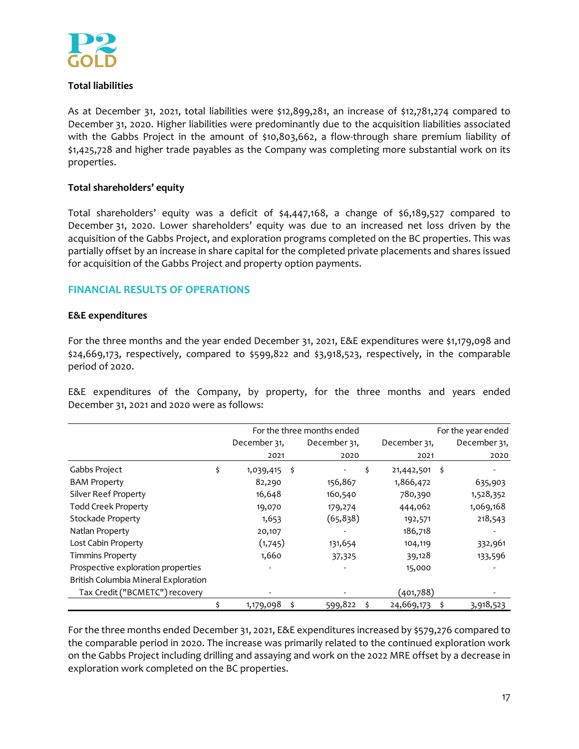**Total liabilities**

As at December 31, 2021, total liabilities were $12,899,281, an increase of $12,781,274 compared to December 31, 2020. Higher liabilities were predominantly due to the acquisition liabilities associated with the Gabbs Project in the amount of $10,803,662, a flow-through share premium liability of $1,425,728 and higher trade payables as the Company was completing more substantial work on its properties.

**Total shareholders' equity**

Total shareholders' equity was a deficit of $4,447,168, a change of $6,189,527 compared to December 31, 2020. Lower shareholders' equity was due to an increased net loss driven by the acquisition of the Gabbs Project, and exploration programs completed on the BC properties. This was partially offset by an increase in share capital for the completed private placements and shares issued for acquisition of the Gabbs Project and property option payments.

## FINANCIAL RESULTS OF OPERATIONS

**E&E expenditures**

For the three months and the year ended December 31, 2021, E&E expenditures were $1,179,098 and $24,669,173, respectively, compared to $599,822 and $3,918,523, respectively, in the comparable period of 2020.

E&E expenditures of the Company, by property, for the three months and years ended December 31, 2021 and 2020 were as follows:

| | For the three months ended | | For the year ended | |
|---|---|---|---|---|
| | December 31, 2021 | December 31, 2020 | December 31, 2021 | December 31, 2020 |
| Gabbs Project | $ 1,039,415 | $ - | $ 21,442,501 | $ - |
| BAM Property | 82,290 | 156,867 | 1,866,472 | 635,903 |
| Silver Reef Property | 16,648 | 160,540 | 780,390 | 1,528,352 |
| Todd Creek Property | 19,070 | 179,274 | 444,062 | 1,069,168 |
| Stockade Property | 1,653 | (65,838) | 192,571 | 218,543 |
| Natlan Property | 20,107 | - | 186,718 | - |
| Lost Cabin Property | (1,745) | 131,654 | 104,119 | 332,961 |
| Timmins Property | 1,660 | 37,325 | 39,128 | 133,596 |
| Prospective exploration properties | - | - | 15,000 | - |
| British Columbia Mineral Exploration Tax Credit ("BCMETC") recovery | - | - | (401,788) | - |
| | $ 1,179,098 | $ 599,822 | $ 24,669,173 | $ 3,918,523 |

For the three months ended December 31, 2021, E&E expenditures increased by $579,276 compared to the comparable period in 2020. The increase was primarily related to the continued exploration work on the Gabbs Project including drilling and assaying and work on the 2022 MRE offset by a decrease in exploration work completed on the BC properties.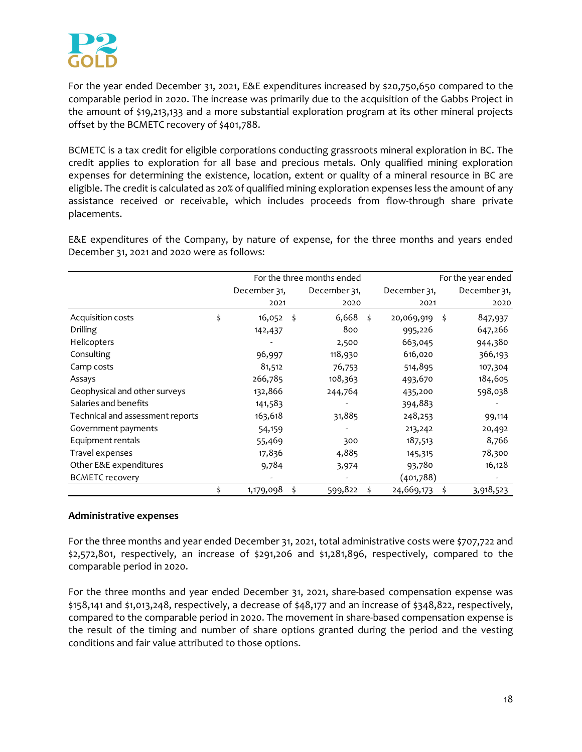For the year ended December 31, 2021, E&E expenditures increased by $20,750,650 compared to the comparable period in 2020. The increase was primarily due to the acquisition of the Gabbs Project in the amount of $19,213,133 and a more substantial exploration program at its other mineral projects offset by the BCMETC recovery of $401,788.

BCMETC is a tax credit for eligible corporations conducting grassroots mineral exploration in BC. The credit applies to exploration for all base and precious metals. Only qualified mining exploration expenses for determining the existence, location, extent or quality of a mineral resource in BC are eligible. The credit is calculated as 20% of qualified mining exploration expenses less the amount of any assistance received or receivable, which includes proceeds from flow-through share private placements.

E&E expenditures of the Company, by nature of expense, for the three months and years ended December 31, 2021 and 2020 were as follows:

| | For the three months ended | | For the year ended | |
|---|---|---|---|---|
| | December 31, 2021 | December 31, 2020 | December 31, 2021 | December 31, 2020 |
| Acquisition costs | $ 16,052 | $ 6,668 | $ 20,069,919 | $ 847,937 |
| Drilling | 142,437 | 800 | 995,226 | 647,266 |
| Helicopters | - | 2,500 | 663,045 | 944,380 |
| Consulting | 96,997 | 118,930 | 616,020 | 366,193 |
| Camp costs | 81,512 | 76,753 | 514,895 | 107,304 |
| Assays | 266,785 | 108,363 | 493,670 | 184,605 |
| Geophysical and other surveys | 132,866 | 244,764 | 435,200 | 598,038 |
| Salaries and benefits | 141,583 | - | 394,883 | - |
| Technical and assessment reports | 163,618 | 31,885 | 248,253 | 99,114 |
| Government payments | 54,159 | - | 213,242 | 20,492 |
| Equipment rentals | 55,469 | 300 | 187,513 | 8,766 |
| Travel expenses | 17,836 | 4,885 | 145,315 | 78,300 |
| Other E&E expenditures | 9,784 | 3,974 | 93,780 | 16,128 |
| BCMETC recovery | - | - | (401,788) | - |
| | $ 1,179,098 | $ 599,822 | $ 24,669,173 | $ 3,918,523 |

**Administrative expenses**

For the three months and year ended December 31, 2021, total administrative costs were $707,722 and $2,572,801, respectively, an increase of $291,206 and $1,281,896, respectively, compared to the comparable period in 2020.

For the three months and year ended December 31, 2021, share-based compensation expense was $158,141 and $1,013,248, respectively, a decrease of $48,177 and an increase of $348,822, respectively, compared to the comparable period in 2020. The movement in share-based compensation expense is the result of the timing and number of share options granted during the period and the vesting conditions and fair value attributed to those options.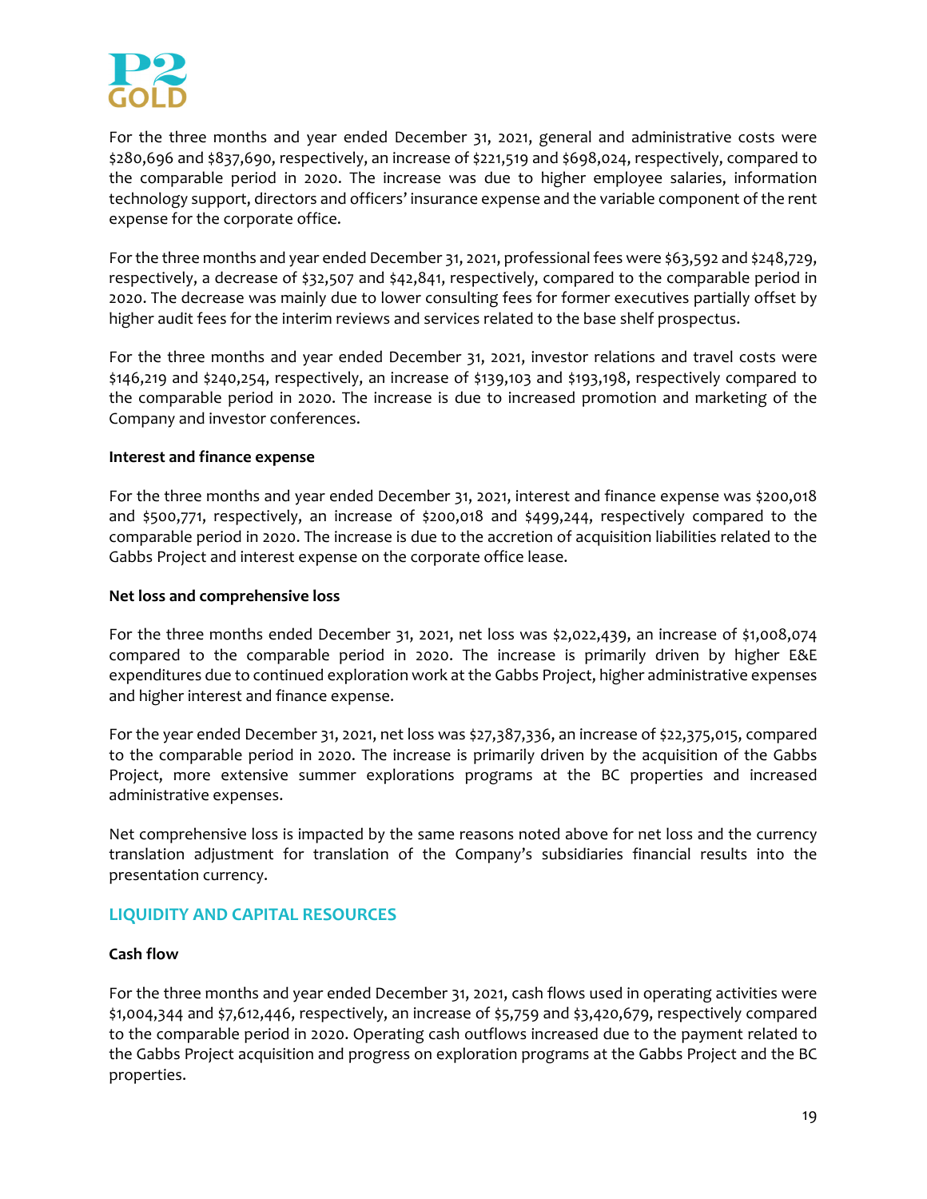For the three months and year ended December 31, 2021, general and administrative costs were $280,696 and $837,690, respectively, an increase of $221,519 and $698,024, respectively, compared to the comparable period in 2020. The increase was due to higher employee salaries, information technology support, directors and officers' insurance expense and the variable component of the rent expense for the corporate office.

For the three months and year ended December 31, 2021, professional fees were $63,592 and $248,729, respectively, a decrease of $32,507 and $42,841, respectively, compared to the comparable period in 2020. The decrease was mainly due to lower consulting fees for former executives partially offset by higher audit fees for the interim reviews and services related to the base shelf prospectus.

For the three months and year ended December 31, 2021, investor relations and travel costs were $146,219 and $240,254, respectively, an increase of $139,103 and $193,198, respectively compared to the comparable period in 2020. The increase is due to increased promotion and marketing of the Company and investor conferences.

**Interest and finance expense**

For the three months and year ended December 31, 2021, interest and finance expense was $200,018 and $500,771, respectively, an increase of $200,018 and $499,244, respectively compared to the comparable period in 2020. The increase is due to the accretion of acquisition liabilities related to the Gabbs Project and interest expense on the corporate office lease.

**Net loss and comprehensive loss**

For the three months ended December 31, 2021, net loss was $2,022,439, an increase of $1,008,074 compared to the comparable period in 2020. The increase is primarily driven by higher E&E expenditures due to continued exploration work at the Gabbs Project, higher administrative expenses and higher interest and finance expense.

For the year ended December 31, 2021, net loss was $27,387,336, an increase of $22,375,015, compared to the comparable period in 2020. The increase is primarily driven by the acquisition of the Gabbs Project, more extensive summer explorations programs at the BC properties and increased administrative expenses.

Net comprehensive loss is impacted by the same reasons noted above for net loss and the currency translation adjustment for translation of the Company's subsidiaries financial results into the presentation currency.

## LIQUIDITY AND CAPITAL RESOURCES

**Cash flow**

For the three months and year ended December 31, 2021, cash flows used in operating activities were $1,004,344 and $7,612,446, respectively, an increase of $5,759 and $3,420,679, respectively compared to the comparable period in 2020. Operating cash outflows increased due to the payment related to the Gabbs Project acquisition and progress on exploration programs at the Gabbs Project and the BC properties.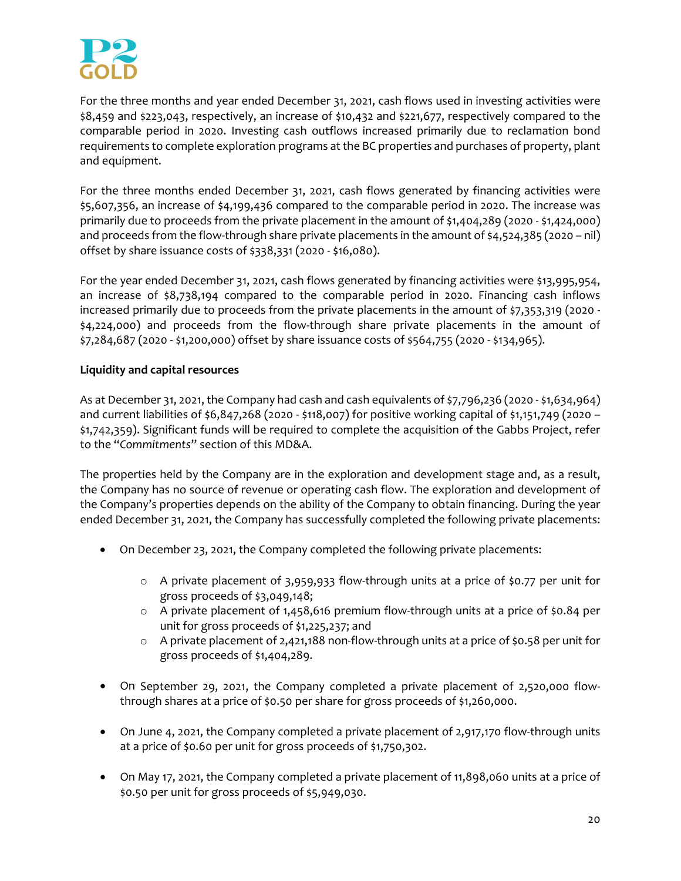For the three months and year ended December 31, 2021, cash flows used in investing activities were $8,459 and $223,043, respectively, an increase of $10,432 and $221,677, respectively compared to the comparable period in 2020. Investing cash outflows increased primarily due to reclamation bond requirements to complete exploration programs at the BC properties and purchases of property, plant and equipment.

For the three months ended December 31, 2021, cash flows generated by financing activities were $5,607,356, an increase of $4,199,436 compared to the comparable period in 2020. The increase was primarily due to proceeds from the private placement in the amount of $1,404,289 (2020 - $1,424,000) and proceeds from the flow-through share private placements in the amount of $4,524,385 (2020 – nil) offset by share issuance costs of $338,331 (2020 - $16,080).

For the year ended December 31, 2021, cash flows generated by financing activities were $13,995,954, an increase of $8,738,194 compared to the comparable period in 2020. Financing cash inflows increased primarily due to proceeds from the private placements in the amount of $7,353,319 (2020 - $4,224,000) and proceeds from the flow-through share private placements in the amount of $7,284,687 (2020 - $1,200,000) offset by share issuance costs of $564,755 (2020 - $134,965).

**Liquidity and capital resources**

As at December 31, 2021, the Company had cash and cash equivalents of $7,796,236 (2020 - $1,634,964) and current liabilities of $6,847,268 (2020 - $118,007) for positive working capital of $1,151,749 (2020 – $1,742,359). Significant funds will be required to complete the acquisition of the Gabbs Project, refer to the "*Commitments*" section of this MD&A.

The properties held by the Company are in the exploration and development stage and, as a result, the Company has no source of revenue or operating cash flow. The exploration and development of the Company's properties depends on the ability of the Company to obtain financing. During the year ended December 31, 2021, the Company has successfully completed the following private placements:

- On December 23, 2021, the Company completed the following private placements:
  - A private placement of 3,959,933 flow-through units at a price of $0.77 per unit for gross proceeds of $3,049,148;
  - A private placement of 1,458,616 premium flow-through units at a price of $0.84 per unit for gross proceeds of $1,225,237; and
  - A private placement of 2,421,188 non-flow-through units at a price of $0.58 per unit for gross proceeds of $1,404,289.
- On September 29, 2021, the Company completed a private placement of 2,520,000 flow-through shares at a price of $0.50 per share for gross proceeds of $1,260,000.
- On June 4, 2021, the Company completed a private placement of 2,917,170 flow-through units at a price of $0.60 per unit for gross proceeds of $1,750,302.
- On May 17, 2021, the Company completed a private placement of 11,898,060 units at a price of $0.50 per unit for gross proceeds of $5,949,030.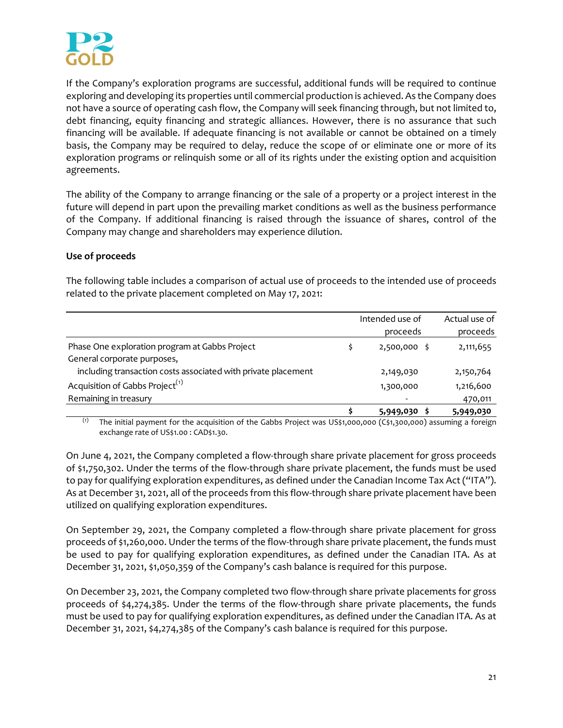If the Company's exploration programs are successful, additional funds will be required to continue exploring and developing its properties until commercial production is achieved. As the Company does not have a source of operating cash flow, the Company will seek financing through, but not limited to, debt financing, equity financing and strategic alliances. However, there is no assurance that such financing will be available. If adequate financing is not available or cannot be obtained on a timely basis, the Company may be required to delay, reduce the scope of or eliminate one or more of its exploration programs or relinquish some or all of its rights under the existing option and acquisition agreements.

The ability of the Company to arrange financing or the sale of a property or a project interest in the future will depend in part upon the prevailing market conditions as well as the business performance of the Company. If additional financing is raised through the issuance of shares, control of the Company may change and shareholders may experience dilution.

**Use of proceeds**

The following table includes a comparison of actual use of proceeds to the intended use of proceeds related to the private placement completed on May 17, 2021:

| | Intended use of proceeds | Actual use of proceeds |
|---|---|---|
| Phase One exploration program at Gabbs Project | $ 2,500,000 | $ 2,111,655 |
| General corporate purposes, including transaction costs associated with private placement | 2,149,030 | 2,150,764 |
| Acquisition of Gabbs Project[(1)] | 1,300,000 | 1,216,600 |
| Remaining in treasury | - | 470,011 |
| | **$ 5,949,030** | **$ 5,949,030** |

(1) The initial payment for the acquisition of the Gabbs Project was US$1,000,000 (C$1,300,000) assuming a foreign exchange rate of US$1.00 : CAD$1.30.

On June 4, 2021, the Company completed a flow-through share private placement for gross proceeds of $1,750,302. Under the terms of the flow-through share private placement, the funds must be used to pay for qualifying exploration expenditures, as defined under the Canadian Income Tax Act ("ITA"). As at December 31, 2021, all of the proceeds from this flow-through share private placement have been utilized on qualifying exploration expenditures.

On September 29, 2021, the Company completed a flow-through share private placement for gross proceeds of $1,260,000. Under the terms of the flow-through share private placement, the funds must be used to pay for qualifying exploration expenditures, as defined under the Canadian ITA. As at December 31, 2021, $1,050,359 of the Company's cash balance is required for this purpose.

On December 23, 2021, the Company completed two flow-through share private placements for gross proceeds of $4,274,385. Under the terms of the flow-through share private placements, the funds must be used to pay for qualifying exploration expenditures, as defined under the Canadian ITA. As at December 31, 2021, $4,274,385 of the Company's cash balance is required for this purpose.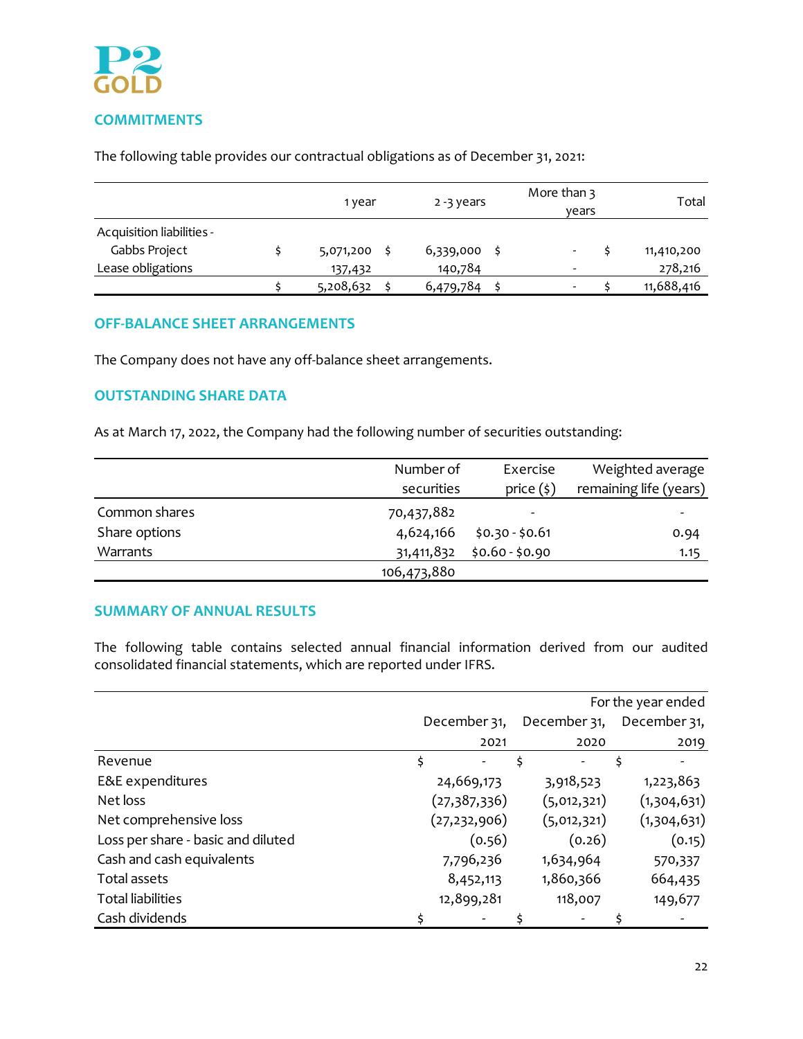## COMMITMENTS

The following table provides our contractual obligations as of December 31, 2021:

| | 1 year | 2 -3 years | More than 3 years | Total |
|---|---|---|---|---|
| Acquisition liabilities - Gabbs Project | $ 5,071,200 | $ 6,339,000 | $ - | $ 11,410,200 |
| Lease obligations | 137,432 | 140,784 | - | 278,216 |
| | $ 5,208,632 | $ 6,479,784 | $ - | $ 11,688,416 |

## OFF-BALANCE SHEET ARRANGEMENTS

The Company does not have any off-balance sheet arrangements.

## OUTSTANDING SHARE DATA

As at March 17, 2022, the Company had the following number of securities outstanding:

| | Number of securities | Exercise price ($) | Weighted average remaining life (years) |
|---|---|---|---|
| Common shares | 70,437,882 | - | - |
| Share options | 4,624,166 | $0.30 - $0.61 | 0.94 |
| Warrants | 31,411,832 | $0.60 - $0.90 | 1.15 |
| | 106,473,880 | | |

## SUMMARY OF ANNUAL RESULTS

The following table contains selected annual financial information derived from our audited consolidated financial statements, which are reported under IFRS.

| | For the year ended | | |
|---|---|---|---|
| | December 31, 2021 | December 31, 2020 | December 31, 2019 |
| Revenue | $ - | $ - | $ - |
| E&E expenditures | 24,669,173 | 3,918,523 | 1,223,863 |
| Net loss | (27,387,336) | (5,012,321) | (1,304,631) |
| Net comprehensive loss | (27,232,906) | (5,012,321) | (1,304,631) |
| Loss per share - basic and diluted | (0.56) | (0.26) | (0.15) |
| Cash and cash equivalents | 7,796,236 | 1,634,964 | 570,337 |
| Total assets | 8,452,113 | 1,860,366 | 664,435 |
| Total liabilities | 12,899,281 | 118,007 | 149,677 |
| Cash dividends | $ - | $ - | $ - |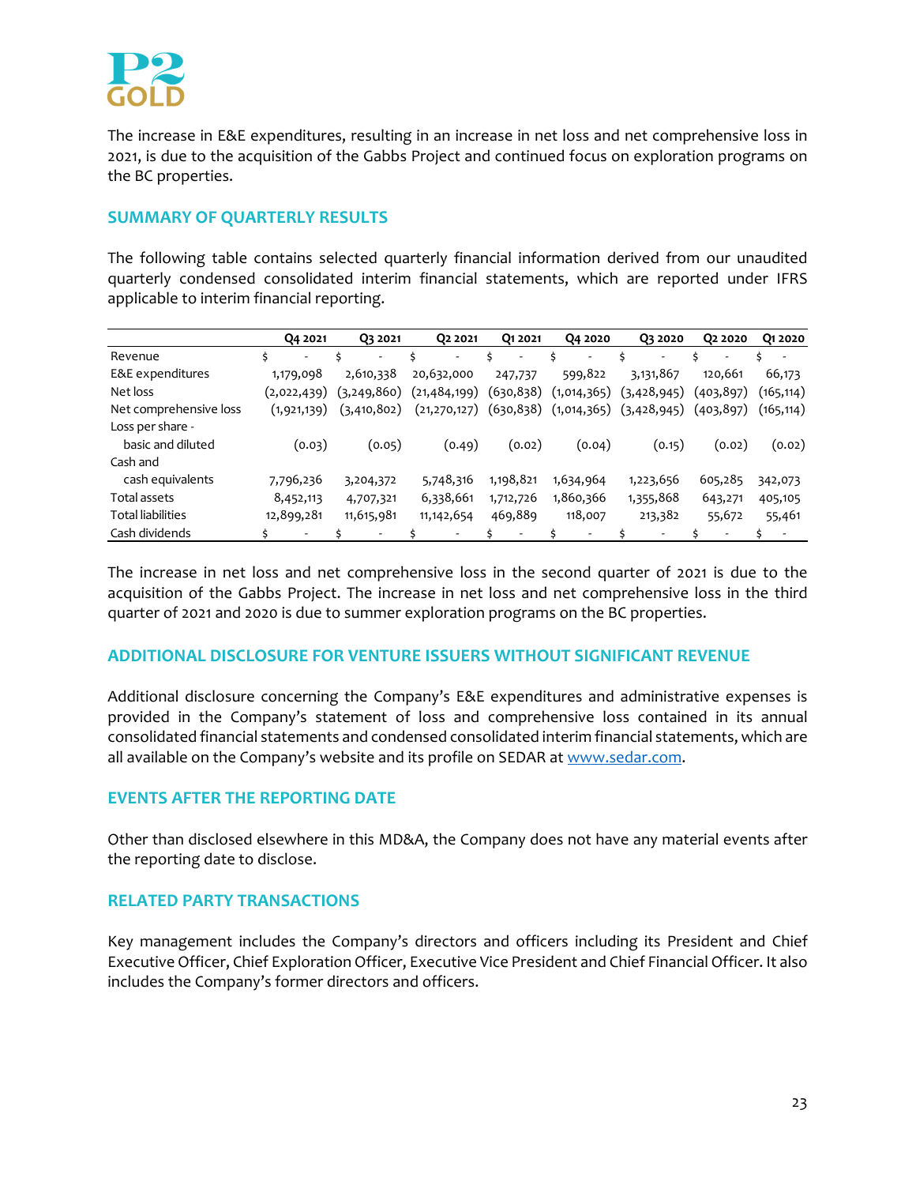The increase in E&E expenditures, resulting in an increase in net loss and net comprehensive loss in 2021, is due to the acquisition of the Gabbs Project and continued focus on exploration programs on the BC properties.

## SUMMARY OF QUARTERLY RESULTS

The following table contains selected quarterly financial information derived from our unaudited quarterly condensed consolidated interim financial statements, which are reported under IFRS applicable to interim financial reporting.

| | Q4 2021 | Q3 2021 | Q2 2021 | Q1 2021 | Q4 2020 | Q3 2020 | Q2 2020 | Q1 2020 |
|---|---|---|---|---|---|---|---|---|
| Revenue | $ - | $ - | $ - | $ - | $ - | $ - | $ - | $ - |
| E&E expenditures | 1,179,098 | 2,610,338 | 20,632,000 | 247,737 | 599,822 | 3,131,867 | 120,661 | 66,173 |
| Net loss | (2,022,439) | (3,249,860) | (21,484,199) | (630,838) | (1,014,365) | (3,428,945) | (403,897) | (165,114) |
| Net comprehensive loss | (1,921,139) | (3,410,802) | (21,270,127) | (630,838) | (1,014,365) | (3,428,945) | (403,897) | (165,114) |
| Loss per share - basic and diluted | (0.03) | (0.05) | (0.49) | (0.02) | (0.04) | (0.15) | (0.02) | (0.02) |
| Cash and cash equivalents | 7,796,236 | 3,204,372 | 5,748,316 | 1,198,821 | 1,634,964 | 1,223,656 | 605,285 | 342,073 |
| Total assets | 8,452,113 | 4,707,321 | 6,338,661 | 1,712,726 | 1,860,366 | 1,355,868 | 643,271 | 405,105 |
| Total liabilities | 12,899,281 | 11,615,981 | 11,142,654 | 469,889 | 118,007 | 213,382 | 55,672 | 55,461 |
| Cash dividends | $ - | $ - | $ - | $ - | $ - | $ - | $ - | $ - |

The increase in net loss and net comprehensive loss in the second quarter of 2021 is due to the acquisition of the Gabbs Project. The increase in net loss and net comprehensive loss in the third quarter of 2021 and 2020 is due to summer exploration programs on the BC properties.

## ADDITIONAL DISCLOSURE FOR VENTURE ISSUERS WITHOUT SIGNIFICANT REVENUE

Additional disclosure concerning the Company's E&E expenditures and administrative expenses is provided in the Company's statement of loss and comprehensive loss contained in its annual consolidated financial statements and condensed consolidated interim financial statements, which are all available on the Company's website and its profile on SEDAR at www.sedar.com.

## EVENTS AFTER THE REPORTING DATE

Other than disclosed elsewhere in this MD&A, the Company does not have any material events after the reporting date to disclose.

## RELATED PARTY TRANSACTIONS

Key management includes the Company's directors and officers including its President and Chief Executive Officer, Chief Exploration Officer, Executive Vice President and Chief Financial Officer. It also includes the Company's former directors and officers.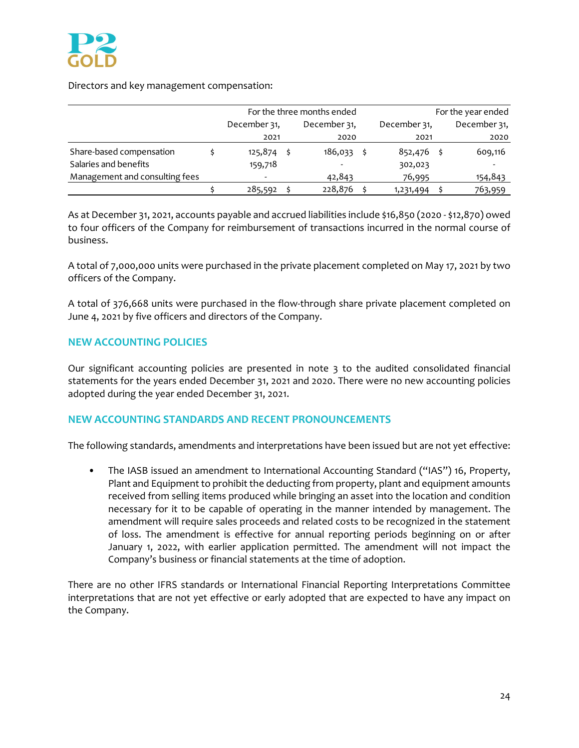Directors and key management compensation:

| | For the three months ended | | For the year ended | |
|---|---|---|---|---|
| | December 31, 2021 | December 31, 2020 | December 31, 2021 | December 31, 2020 |
| Share-based compensation | $ 125,874 | $ 186,033 | $ 852,476 | $ 609,116 |
| Salaries and benefits | 159,718 | - | 302,023 | - |
| Management and consulting fees | - | 42,843 | 76,995 | 154,843 |
| | $ 285,592 | $ 228,876 | $ 1,231,494 | $ 763,959 |

As at December 31, 2021, accounts payable and accrued liabilities include $16,850 (2020 - $12,870) owed to four officers of the Company for reimbursement of transactions incurred in the normal course of business.

A total of 7,000,000 units were purchased in the private placement completed on May 17, 2021 by two officers of the Company.

A total of 376,668 units were purchased in the flow-through share private placement completed on June 4, 2021 by five officers and directors of the Company.

## NEW ACCOUNTING POLICIES

Our significant accounting policies are presented in note 3 to the audited consolidated financial statements for the years ended December 31, 2021 and 2020. There were no new accounting policies adopted during the year ended December 31, 2021.

## NEW ACCOUNTING STANDARDS AND RECENT PRONOUNCEMENTS

The following standards, amendments and interpretations have been issued but are not yet effective:

- The IASB issued an amendment to International Accounting Standard ("IAS") 16, Property, Plant and Equipment to prohibit the deducting from property, plant and equipment amounts received from selling items produced while bringing an asset into the location and condition necessary for it to be capable of operating in the manner intended by management. The amendment will require sales proceeds and related costs to be recognized in the statement of loss. The amendment is effective for annual reporting periods beginning on or after January 1, 2022, with earlier application permitted. The amendment will not impact the Company's business or financial statements at the time of adoption.

There are no other IFRS standards or International Financial Reporting Interpretations Committee interpretations that are not yet effective or early adopted that are expected to have any impact on the Company.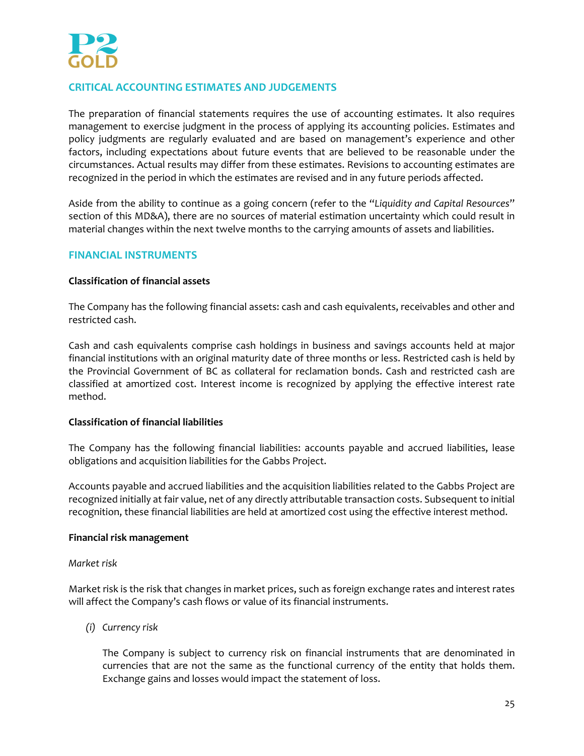## CRITICAL ACCOUNTING ESTIMATES AND JUDGEMENTS

The preparation of financial statements requires the use of accounting estimates. It also requires management to exercise judgment in the process of applying its accounting policies. Estimates and policy judgments are regularly evaluated and are based on management's experience and other factors, including expectations about future events that are believed to be reasonable under the circumstances. Actual results may differ from these estimates. Revisions to accounting estimates are recognized in the period in which the estimates are revised and in any future periods affected.

Aside from the ability to continue as a going concern (refer to the "*Liquidity and Capital Resources*" section of this MD&A), there are no sources of material estimation uncertainty which could result in material changes within the next twelve months to the carrying amounts of assets and liabilities.

## FINANCIAL INSTRUMENTS

**Classification of financial assets**

The Company has the following financial assets: cash and cash equivalents, receivables and other and restricted cash.

Cash and cash equivalents comprise cash holdings in business and savings accounts held at major financial institutions with an original maturity date of three months or less. Restricted cash is held by the Provincial Government of BC as collateral for reclamation bonds. Cash and restricted cash are classified at amortized cost. Interest income is recognized by applying the effective interest rate method.

**Classification of financial liabilities**

The Company has the following financial liabilities: accounts payable and accrued liabilities, lease obligations and acquisition liabilities for the Gabbs Project.

Accounts payable and accrued liabilities and the acquisition liabilities related to the Gabbs Project are recognized initially at fair value, net of any directly attributable transaction costs. Subsequent to initial recognition, these financial liabilities are held at amortized cost using the effective interest method.

**Financial risk management**

*Market risk*

Market risk is the risk that changes in market prices, such as foreign exchange rates and interest rates will affect the Company's cash flows or value of its financial instruments.

*(i) Currency risk*

The Company is subject to currency risk on financial instruments that are denominated in currencies that are not the same as the functional currency of the entity that holds them. Exchange gains and losses would impact the statement of loss.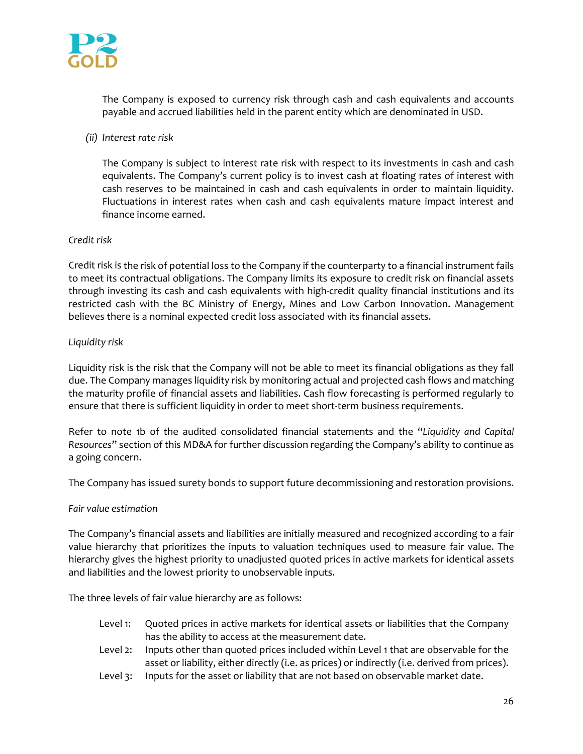The Company is exposed to currency risk through cash and cash equivalents and accounts payable and accrued liabilities held in the parent entity which are denominated in USD.

*(ii) Interest rate risk*

The Company is subject to interest rate risk with respect to its investments in cash and cash equivalents. The Company's current policy is to invest cash at floating rates of interest with cash reserves to be maintained in cash and cash equivalents in order to maintain liquidity. Fluctuations in interest rates when cash and cash equivalents mature impact interest and finance income earned.

*Credit risk*

Credit risk is the risk of potential loss to the Company if the counterparty to a financial instrument fails to meet its contractual obligations. The Company limits its exposure to credit risk on financial assets through investing its cash and cash equivalents with high-credit quality financial institutions and its restricted cash with the BC Ministry of Energy, Mines and Low Carbon Innovation. Management believes there is a nominal expected credit loss associated with its financial assets.

*Liquidity risk*

Liquidity risk is the risk that the Company will not be able to meet its financial obligations as they fall due. The Company manages liquidity risk by monitoring actual and projected cash flows and matching the maturity profile of financial assets and liabilities. Cash flow forecasting is performed regularly to ensure that there is sufficient liquidity in order to meet short-term business requirements.

Refer to note 1b of the audited consolidated financial statements and the "*Liquidity and Capital Resources*" section of this MD&A for further discussion regarding the Company's ability to continue as a going concern.

The Company has issued surety bonds to support future decommissioning and restoration provisions.

*Fair value estimation*

The Company's financial assets and liabilities are initially measured and recognized according to a fair value hierarchy that prioritizes the inputs to valuation techniques used to measure fair value. The hierarchy gives the highest priority to unadjusted quoted prices in active markets for identical assets and liabilities and the lowest priority to unobservable inputs.

The three levels of fair value hierarchy are as follows:

- Level 1: Quoted prices in active markets for identical assets or liabilities that the Company has the ability to access at the measurement date.
- Level 2: Inputs other than quoted prices included within Level 1 that are observable for the asset or liability, either directly (i.e. as prices) or indirectly (i.e. derived from prices).
- Level 3: Inputs for the asset or liability that are not based on observable market date.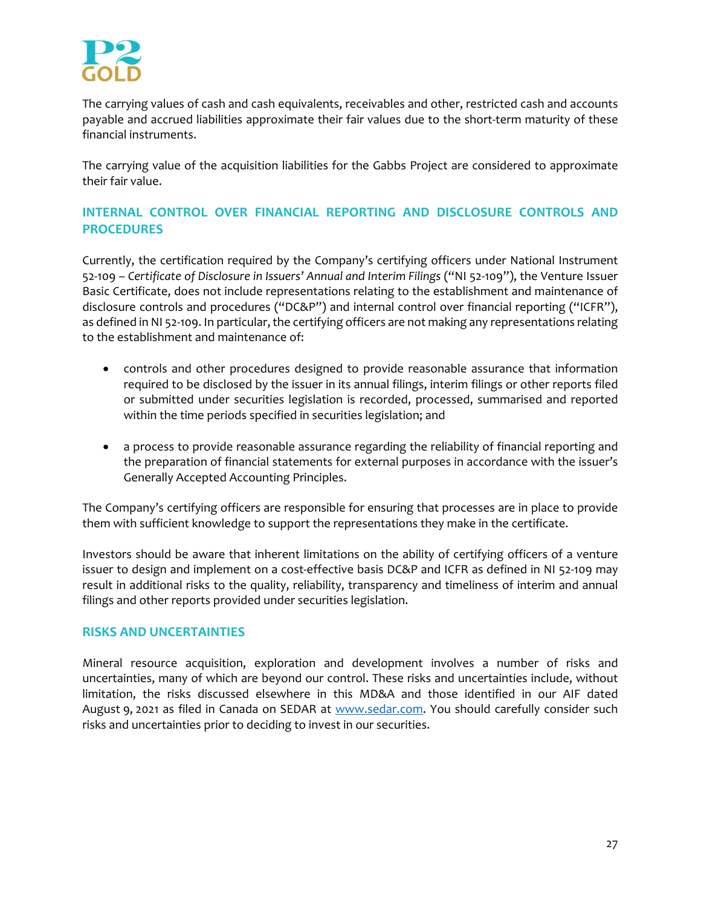The carrying values of cash and cash equivalents, receivables and other, restricted cash and accounts payable and accrued liabilities approximate their fair values due to the short-term maturity of these financial instruments.

The carrying value of the acquisition liabilities for the Gabbs Project are considered to approximate their fair value.

## INTERNAL CONTROL OVER FINANCIAL REPORTING AND DISCLOSURE CONTROLS AND PROCEDURES

Currently, the certification required by the Company's certifying officers under National Instrument 52-109 – *Certificate of Disclosure in Issuers' Annual and Interim Filings* ("NI 52-109"), the Venture Issuer Basic Certificate, does not include representations relating to the establishment and maintenance of disclosure controls and procedures ("DC&P") and internal control over financial reporting ("ICFR"), as defined in NI 52-109. In particular, the certifying officers are not making any representations relating to the establishment and maintenance of:

- controls and other procedures designed to provide reasonable assurance that information required to be disclosed by the issuer in its annual filings, interim filings or other reports filed or submitted under securities legislation is recorded, processed, summarised and reported within the time periods specified in securities legislation; and
- a process to provide reasonable assurance regarding the reliability of financial reporting and the preparation of financial statements for external purposes in accordance with the issuer's Generally Accepted Accounting Principles.

The Company's certifying officers are responsible for ensuring that processes are in place to provide them with sufficient knowledge to support the representations they make in the certificate.

Investors should be aware that inherent limitations on the ability of certifying officers of a venture issuer to design and implement on a cost-effective basis DC&P and ICFR as defined in NI 52-109 may result in additional risks to the quality, reliability, transparency and timeliness of interim and annual filings and other reports provided under securities legislation.

## RISKS AND UNCERTAINTIES

Mineral resource acquisition, exploration and development involves a number of risks and uncertainties, many of which are beyond our control. These risks and uncertainties include, without limitation, the risks discussed elsewhere in this MD&A and those identified in our AIF dated August 9, 2021 as filed in Canada on SEDAR at www.sedar.com. You should carefully consider such risks and uncertainties prior to deciding to invest in our securities.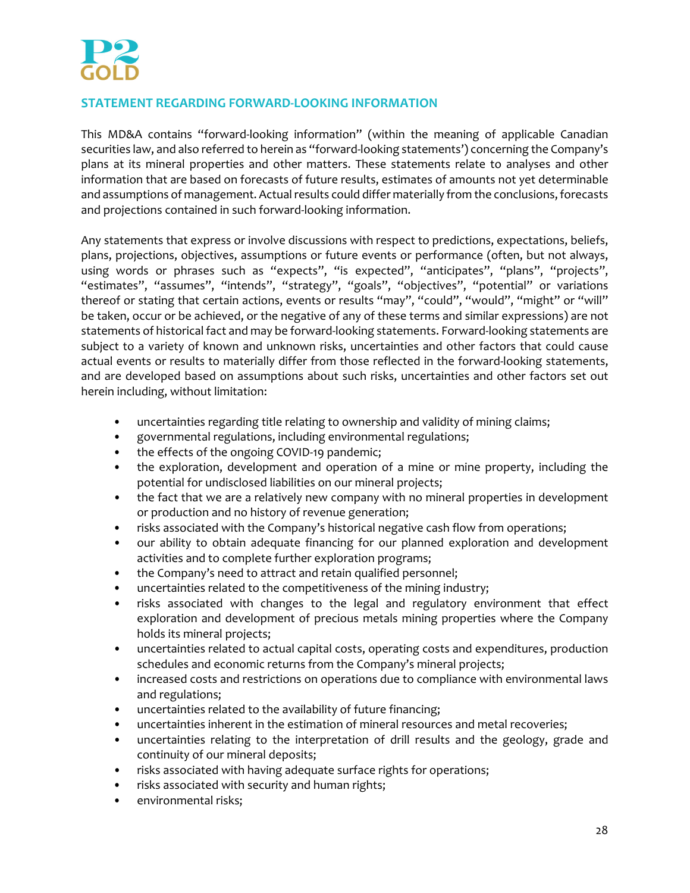## STATEMENT REGARDING FORWARD-LOOKING INFORMATION

This MD&A contains "forward-looking information" (within the meaning of applicable Canadian securities law, and also referred to herein as "forward-looking statements') concerning the Company's plans at its mineral properties and other matters. These statements relate to analyses and other information that are based on forecasts of future results, estimates of amounts not yet determinable and assumptions of management. Actual results could differ materially from the conclusions, forecasts and projections contained in such forward-looking information.

Any statements that express or involve discussions with respect to predictions, expectations, beliefs, plans, projections, objectives, assumptions or future events or performance (often, but not always, using words or phrases such as "expects", "is expected", "anticipates", "plans", "projects", "estimates", "assumes", "intends", "strategy", "goals", "objectives", "potential" or variations thereof or stating that certain actions, events or results "may", "could", "would", "might" or "will" be taken, occur or be achieved, or the negative of any of these terms and similar expressions) are not statements of historical fact and may be forward-looking statements. Forward-looking statements are subject to a variety of known and unknown risks, uncertainties and other factors that could cause actual events or results to materially differ from those reflected in the forward-looking statements, and are developed based on assumptions about such risks, uncertainties and other factors set out herein including, without limitation:

- uncertainties regarding title relating to ownership and validity of mining claims;
- governmental regulations, including environmental regulations;
- the effects of the ongoing COVID-19 pandemic;
- the exploration, development and operation of a mine or mine property, including the potential for undisclosed liabilities on our mineral projects;
- the fact that we are a relatively new company with no mineral properties in development or production and no history of revenue generation;
- risks associated with the Company's historical negative cash flow from operations;
- our ability to obtain adequate financing for our planned exploration and development activities and to complete further exploration programs;
- the Company's need to attract and retain qualified personnel;
- uncertainties related to the competitiveness of the mining industry;
- risks associated with changes to the legal and regulatory environment that effect exploration and development of precious metals mining properties where the Company holds its mineral projects;
- uncertainties related to actual capital costs, operating costs and expenditures, production schedules and economic returns from the Company's mineral projects;
- increased costs and restrictions on operations due to compliance with environmental laws and regulations;
- uncertainties related to the availability of future financing;
- uncertainties inherent in the estimation of mineral resources and metal recoveries;
- uncertainties relating to the interpretation of drill results and the geology, grade and continuity of our mineral deposits;
- risks associated with having adequate surface rights for operations;
- risks associated with security and human rights;
- environmental risks;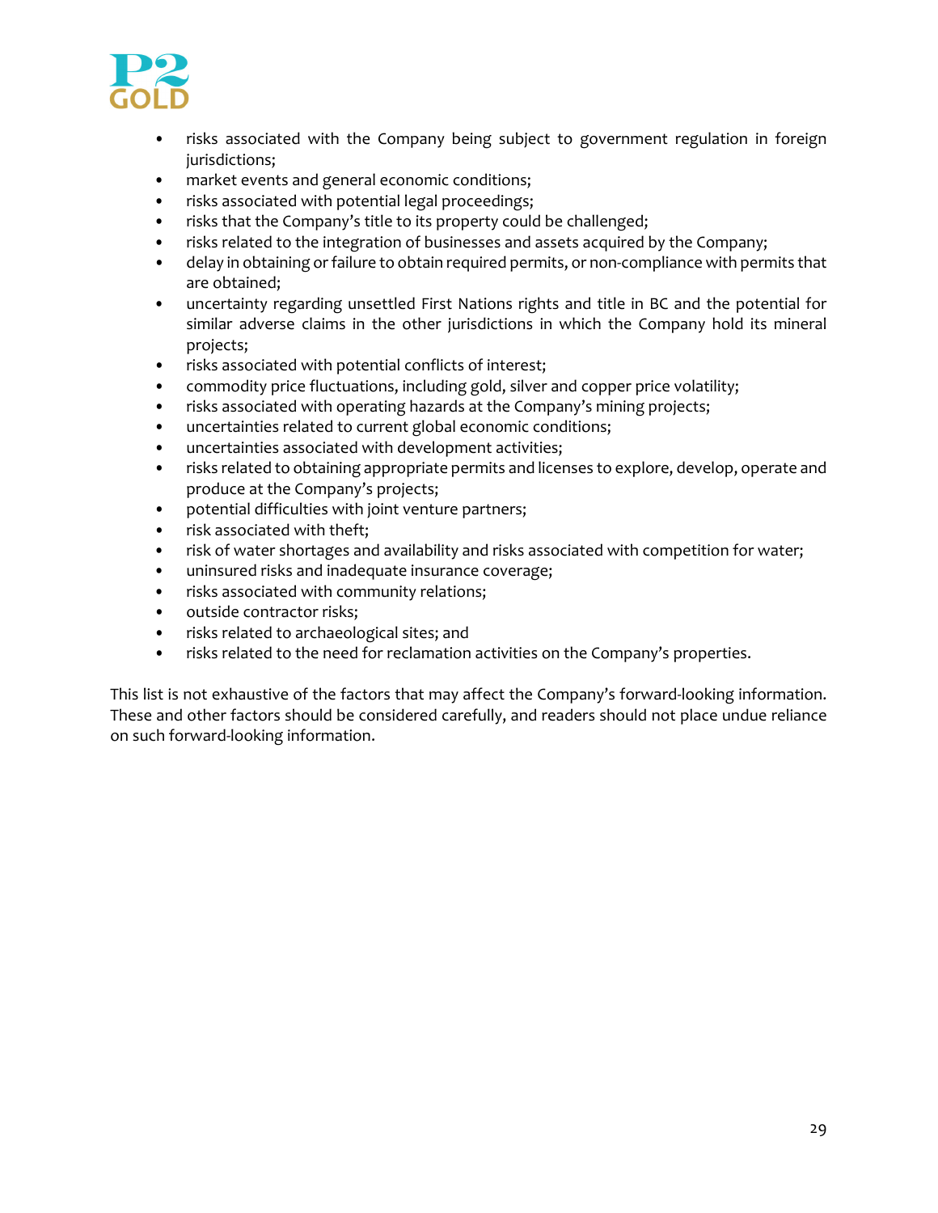- risks associated with the Company being subject to government regulation in foreign jurisdictions;
- market events and general economic conditions;
- risks associated with potential legal proceedings;
- risks that the Company's title to its property could be challenged;
- risks related to the integration of businesses and assets acquired by the Company;
- delay in obtaining or failure to obtain required permits, or non-compliance with permits that are obtained;
- uncertainty regarding unsettled First Nations rights and title in BC and the potential for similar adverse claims in the other jurisdictions in which the Company hold its mineral projects;
- risks associated with potential conflicts of interest;
- commodity price fluctuations, including gold, silver and copper price volatility;
- risks associated with operating hazards at the Company's mining projects;
- uncertainties related to current global economic conditions;
- uncertainties associated with development activities;
- risks related to obtaining appropriate permits and licenses to explore, develop, operate and produce at the Company's projects;
- potential difficulties with joint venture partners;
- risk associated with theft;
- risk of water shortages and availability and risks associated with competition for water;
- uninsured risks and inadequate insurance coverage;
- risks associated with community relations;
- outside contractor risks;
- risks related to archaeological sites; and
- risks related to the need for reclamation activities on the Company's properties.

This list is not exhaustive of the factors that may affect the Company's forward-looking information. These and other factors should be considered carefully, and readers should not place undue reliance on such forward-looking information.